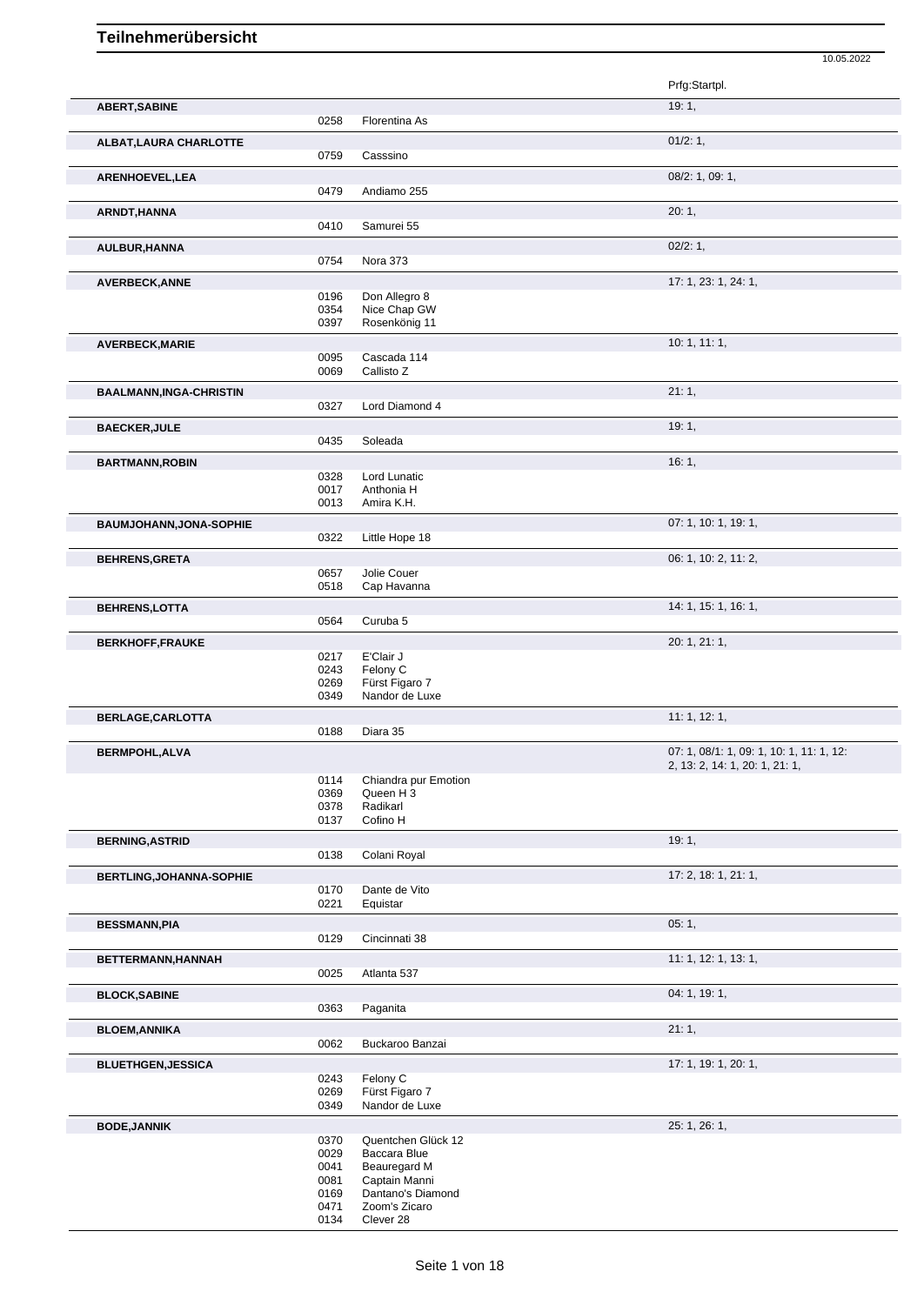# Teilnehmerübersicht

10.05.2022

| Name | Nr. | Pferd | Prfg:Startpl. |
|---|---|---|---|
| **ABERT,SABINE** | | | 19: 1, |
| | 0258 | Florentina As | |
| **ALBAT,LAURA CHARLOTTE** | | | 01/2: 1, |
| | 0759 | Casssino | |
| **ARENHOEVEL,LEA** | | | 08/2: 1, 09: 1, |
| | 0479 | Andiamo 255 | |
| **ARNDT,HANNA** | | | 20: 1, |
| | 0410 | Samurei 55 | |
| **AULBUR,HANNA** | | | 02/2: 1, |
| | 0754 | Nora 373 | |
| **AVERBECK,ANNE** | | | 17: 1, 23: 1, 24: 1, |
| | 0196 | Don Allegro 8 | |
| | 0354 | Nice Chap GW | |
| | 0397 | Rosenkönig 11 | |
| **AVERBECK,MARIE** | | | 10: 1, 11: 1, |
| | 0095 | Cascada 114 | |
| | 0069 | Callisto Z | |
| **BAALMANN,INGA-CHRISTIN** | | | 21: 1, |
| | 0327 | Lord Diamond 4 | |
| **BAECKER,JULE** | | | 19: 1, |
| | 0435 | Soleada | |
| **BARTMANN,ROBIN** | | | 16: 1, |
| | 0328 | Lord Lunatic | |
| | 0017 | Anthonia H | |
| | 0013 | Amira K.H. | |
| **BAUMJOHANN,JONA-SOPHIE** | | | 07: 1, 10: 1, 19: 1, |
| | 0322 | Little Hope 18 | |
| **BEHRENS,GRETA** | | | 06: 1, 10: 2, 11: 2, |
| | 0657 | Jolie Couer | |
| | 0518 | Cap Havanna | |
| **BEHRENS,LOTTA** | | | 14: 1, 15: 1, 16: 1, |
| | 0564 | Curuba 5 | |
| **BERKHOFF,FRAUKE** | | | 20: 1, 21: 1, |
| | 0217 | E'Clair J | |
| | 0243 | Felony C | |
| | 0269 | Fürst Figaro 7 | |
| | 0349 | Nandor de Luxe | |
| **BERLAGE,CARLOTTA** | | | 11: 1, 12: 1, |
| | 0188 | Diara 35 | |
| **BERMPOHL,ALVA** | | | 07: 1, 08/1: 1, 09: 1, 10: 1, 11: 1, 12: 2, 13: 2, 14: 1, 20: 1, 21: 1, |
| | 0114 | Chiandra pur Emotion | |
| | 0369 | Queen H 3 | |
| | 0378 | Radikarl | |
| | 0137 | Cofino H | |
| **BERNING,ASTRID** | | | 19: 1, |
| | 0138 | Colani Royal | |
| **BERTLING,JOHANNA-SOPHIE** | | | 17: 2, 18: 1, 21: 1, |
| | 0170 | Dante de Vito | |
| | 0221 | Equistar | |
| **BESSMANN,PIA** | | | 05: 1, |
| | 0129 | Cincinnati 38 | |
| **BETTERMANN,HANNAH** | | | 11: 1, 12: 1, 13: 1, |
| | 0025 | Atlanta 537 | |
| **BLOCK,SABINE** | | | 04: 1, 19: 1, |
| | 0363 | Paganita | |
| **BLOEM,ANNIKA** | | | 21: 1, |
| | 0062 | Buckaroo Banzai | |
| **BLUETHGEN,JESSICA** | | | 17: 1, 19: 1, 20: 1, |
| | 0243 | Felony C | |
| | 0269 | Fürst Figaro 7 | |
| | 0349 | Nandor de Luxe | |
| **BODE,JANNIK** | | | 25: 1, 26: 1, |
| | 0370 | Quentchen Glück 12 | |
| | 0029 | Baccara Blue | |
| | 0041 | Beauregard M | |
| | 0081 | Captain Manni | |
| | 0169 | Dantano's Diamond | |
| | 0471 | Zoom's Zicaro | |
| | 0134 | Clever 28 | |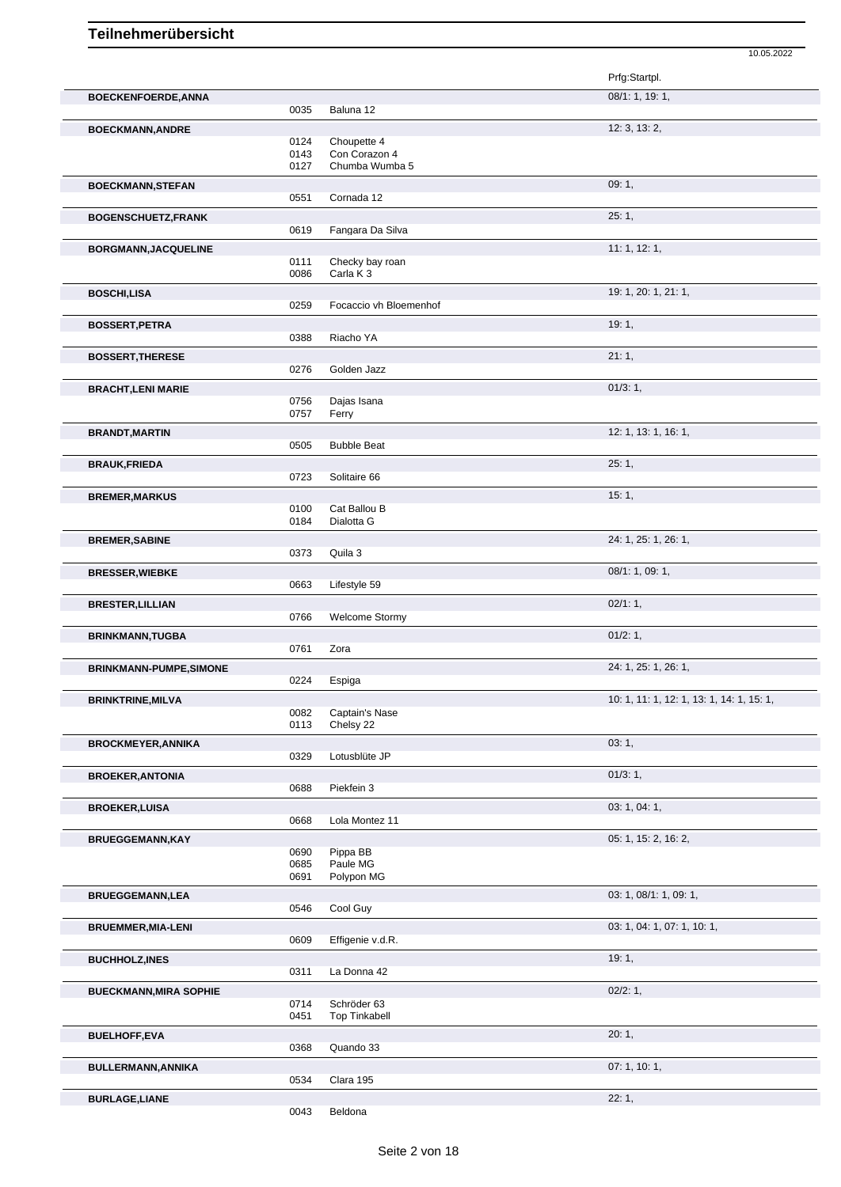# Teilnehmerübersicht

10.05.2022

| | | | Prfg:Startpl. |
|---|---|---|---|
| **BOECKENFOERDE,ANNA** | | | 08/1: 1, 19: 1, |
| | 0035 | Baluna 12 | |
| **BOECKMANN,ANDRE** | | | 12: 3, 13: 2, |
| | 0124 | Choupette 4 | |
| | 0143 | Con Corazon 4 | |
| | 0127 | Chumba Wumba 5 | |
| **BOECKMANN,STEFAN** | | | 09: 1, |
| | 0551 | Cornada 12 | |
| **BOGENSCHUETZ,FRANK** | | | 25: 1, |
| | 0619 | Fangara Da Silva | |
| **BORGMANN,JACQUELINE** | | | 11: 1, 12: 1, |
| | 0111 | Checky bay roan | |
| | 0086 | Carla K 3 | |
| **BOSCHI,LISA** | | | 19: 1, 20: 1, 21: 1, |
| | 0259 | Focaccio vh Bloemenhof | |
| **BOSSERT,PETRA** | | | 19: 1, |
| | 0388 | Riacho YA | |
| **BOSSERT,THERESE** | | | 21: 1, |
| | 0276 | Golden Jazz | |
| **BRACHT,LENI MARIE** | | | 01/3: 1, |
| | 0756 | Dajas Isana | |
| | 0757 | Ferry | |
| **BRANDT,MARTIN** | | | 12: 1, 13: 1, 16: 1, |
| | 0505 | Bubble Beat | |
| **BRAUK,FRIEDA** | | | 25: 1, |
| | 0723 | Solitaire 66 | |
| **BREMER,MARKUS** | | | 15: 1, |
| | 0100 | Cat Ballou B | |
| | 0184 | Dialotta G | |
| **BREMER,SABINE** | | | 24: 1, 25: 1, 26: 1, |
| | 0373 | Quila 3 | |
| **BRESSER,WIEBKE** | | | 08/1: 1, 09: 1, |
| | 0663 | Lifestyle 59 | |
| **BRESTER,LILLIAN** | | | 02/1: 1, |
| | 0766 | Welcome Stormy | |
| **BRINKMANN,TUGBA** | | | 01/2: 1, |
| | 0761 | Zora | |
| **BRINKMANN-PUMPE,SIMONE** | | | 24: 1, 25: 1, 26: 1, |
| | 0224 | Espiga | |
| **BRINKTRINE,MILVA** | | | 10: 1, 11: 1, 12: 1, 13: 1, 14: 1, 15: 1, |
| | 0082 | Captain's Nase | |
| | 0113 | Chelsy 22 | |
| **BROCKMEYER,ANNIKA** | | | 03: 1, |
| | 0329 | Lotusblüte JP | |
| **BROEKER,ANTONIA** | | | 01/3: 1, |
| | 0688 | Piekfein 3 | |
| **BROEKER,LUISA** | | | 03: 1, 04: 1, |
| | 0668 | Lola Montez 11 | |
| **BRUEGGEMANN,KAY** | | | 05: 1, 15: 2, 16: 2, |
| | 0690 | Pippa BB | |
| | 0685 | Paule MG | |
| | 0691 | Polypon MG | |
| **BRUEGGEMANN,LEA** | | | 03: 1, 08/1: 1, 09: 1, |
| | 0546 | Cool Guy | |
| **BRUEMMER,MIA-LENI** | | | 03: 1, 04: 1, 07: 1, 10: 1, |
| | 0609 | Effigenie v.d.R. | |
| **BUCHHOLZ,INES** | | | 19: 1, |
| | 0311 | La Donna 42 | |
| **BUECKMANN,MIRA SOPHIE** | | | 02/2: 1, |
| | 0714 | Schröder 63 | |
| | 0451 | Top Tinkabell | |
| **BUELHOFF,EVA** | | | 20: 1, |
| | 0368 | Quando 33 | |
| **BULLERMANN,ANNIKA** | | | 07: 1, 10: 1, |
| | 0534 | Clara 195 | |
| **BURLAGE,LIANE** | | | 22: 1, |
| | 0043 | Beldona | |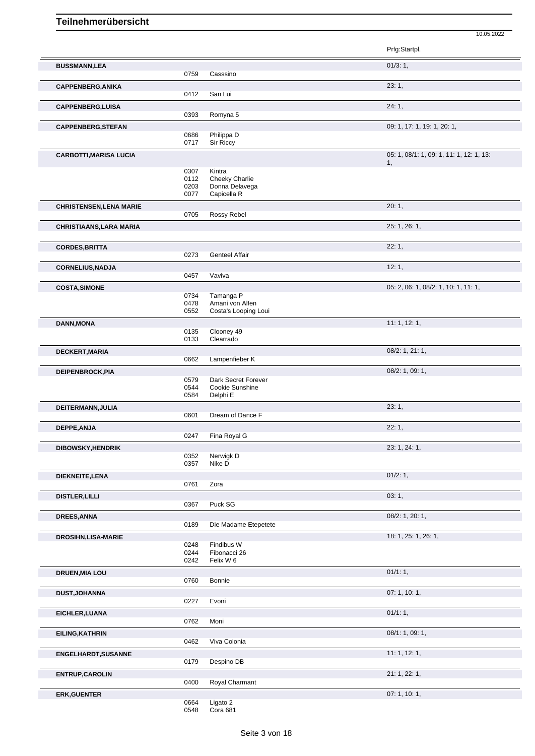# Teilnehmerübersicht

10.05.2022

| Name | Nr. | Pferd | Prfg:Startpl. |
|---|---|---|---|
| **BUSSMANN,LEA** | | | 01/3: 1, |
| | 0759 | Casssino | |
| **CAPPENBERG,ANIKA** | | | 23: 1, |
| | 0412 | San Lui | |
| **CAPPENBERG,LUISA** | | | 24: 1, |
| | 0393 | Romyna 5 | |
| **CAPPENBERG,STEFAN** | | | 09: 1, 17: 1, 19: 1, 20: 1, |
| | 0686 | Philippa D | |
| | 0717 | Sir Riccy | |
| **CARBOTTI,MARISA LUCIA** | | | 05: 1, 08/1: 1, 09: 1, 11: 1, 12: 1, 13: 1, |
| | 0307 | Kintra | |
| | 0112 | Cheeky Charlie | |
| | 0203 | Donna Delavega | |
| | 0077 | Capicella R | |
| **CHRISTENSEN,LENA MARIE** | | | 20: 1, |
| | 0705 | Rossy Rebel | |
| **CHRISTIAANS,LARA MARIA** | | | 25: 1, 26: 1, |
| **CORDES,BRITTA** | | | 22: 1, |
| | 0273 | Genteel Affair | |
| **CORNELIUS,NADJA** | | | 12: 1, |
| | 0457 | Vaviva | |
| **COSTA,SIMONE** | | | 05: 2, 06: 1, 08/2: 1, 10: 1, 11: 1, |
| | 0734 | Tamanga P | |
| | 0478 | Amani von Alfen | |
| | 0552 | Costa's Looping Loui | |
| **DANN,MONA** | | | 11: 1, 12: 1, |
| | 0135 | Clooney 49 | |
| | 0133 | Clearrado | |
| **DECKERT,MARIA** | | | 08/2: 1, 21: 1, |
| | 0662 | Lampenfieber K | |
| **DEIPENBROCK,PIA** | | | 08/2: 1, 09: 1, |
| | 0579 | Dark Secret Forever | |
| | 0544 | Cookie Sunshine | |
| | 0584 | Delphi E | |
| **DEITERMANN,JULIA** | | | 23: 1, |
| | 0601 | Dream of Dance F | |
| **DEPPE,ANJA** | | | 22: 1, |
| | 0247 | Fina Royal G | |
| **DIBOWSKY,HENDRIK** | | | 23: 1, 24: 1, |
| | 0352 | Nerwigk D | |
| | 0357 | Nike D | |
| **DIEKNEITE,LENA** | | | 01/2: 1, |
| | 0761 | Zora | |
| **DISTLER,LILLI** | | | 03: 1, |
| | 0367 | Puck SG | |
| **DREES,ANNA** | | | 08/2: 1, 20: 1, |
| | 0189 | Die Madame Etepetete | |
| **DROSIHN,LISA-MARIE** | | | 18: 1, 25: 1, 26: 1, |
| | 0248 | Findibus W | |
| | 0244 | Fibonacci 26 | |
| | 0242 | Felix W 6 | |
| **DRUEN,MIA LOU** | | | 01/1: 1, |
| | 0760 | Bonnie | |
| **DUST,JOHANNA** | | | 07: 1, 10: 1, |
| | 0227 | Evoni | |
| **EICHLER,LUANA** | | | 01/1: 1, |
| | 0762 | Moni | |
| **EILING,KATHRIN** | | | 08/1: 1, 09: 1, |
| | 0462 | Viva Colonia | |
| **ENGELHARDT,SUSANNE** | | | 11: 1, 12: 1, |
| | 0179 | Despino DB | |
| **ENTRUP,CAROLIN** | | | 21: 1, 22: 1, |
| | 0400 | Royal Charmant | |
| **ERK,GUENTER** | | | 07: 1, 10: 1, |
| | 0664 | Ligato 2 | |
| | 0548 | Cora 681 | |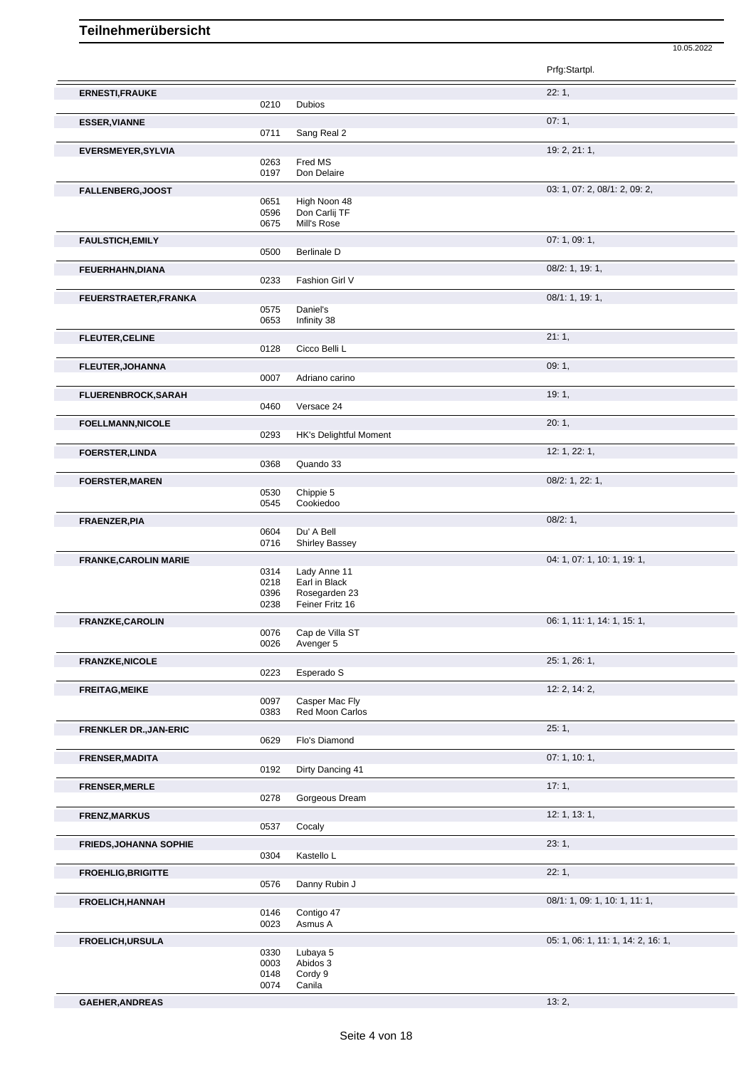# Teilnehmerübersicht

10.05.2022

| Teilnehmer | Nr. | Pferd | Prfg:Startpl. |
|---|---|---|---|
| **ERNESTI,FRAUKE** | | | 22: 1, |
| | 0210 | Dubios | |
| **ESSER,VIANNE** | | | 07: 1, |
| | 0711 | Sang Real 2 | |
| **EVERSMEYER,SYLVIA** | | | 19: 2, 21: 1, |
| | 0263 | Fred MS | |
| | 0197 | Don Delaire | |
| **FALLENBERG,JOOST** | | | 03: 1, 07: 2, 08/1: 2, 09: 2, |
| | 0651 | High Noon 48 | |
| | 0596 | Don Carlij TF | |
| | 0675 | Mill's Rose | |
| **FAULSTICH,EMILY** | | | 07: 1, 09: 1, |
| | 0500 | Berlinale D | |
| **FEUERHAHN,DIANA** | | | 08/2: 1, 19: 1, |
| | 0233 | Fashion Girl V | |
| **FEUERSTRAETER,FRANKA** | | | 08/1: 1, 19: 1, |
| | 0575 | Daniel's | |
| | 0653 | Infinity 38 | |
| **FLEUTER,CELINE** | | | 21: 1, |
| | 0128 | Cicco Belli L | |
| **FLEUTER,JOHANNA** | | | 09: 1, |
| | 0007 | Adriano carino | |
| **FLUERENBROCK,SARAH** | | | 19: 1, |
| | 0460 | Versace 24 | |
| **FOELLMANN,NICOLE** | | | 20: 1, |
| | 0293 | HK's Delightful Moment | |
| **FOERSTER,LINDA** | | | 12: 1, 22: 1, |
| | 0368 | Quando 33 | |
| **FOERSTER,MAREN** | | | 08/2: 1, 22: 1, |
| | 0530 | Chippie 5 | |
| | 0545 | Cookiedoo | |
| **FRAENZER,PIA** | | | 08/2: 1, |
| | 0604 | Du' A Bell | |
| | 0716 | Shirley Bassey | |
| **FRANKE,CAROLIN MARIE** | | | 04: 1, 07: 1, 10: 1, 19: 1, |
| | 0314 | Lady Anne 11 | |
| | 0218 | Earl in Black | |
| | 0396 | Rosegarden 23 | |
| | 0238 | Feiner Fritz 16 | |
| **FRANZKE,CAROLIN** | | | 06: 1, 11: 1, 14: 1, 15: 1, |
| | 0076 | Cap de Villa ST | |
| | 0026 | Avenger 5 | |
| **FRANZKE,NICOLE** | | | 25: 1, 26: 1, |
| | 0223 | Esperado S | |
| **FREITAG,MEIKE** | | | 12: 2, 14: 2, |
| | 0097 | Casper Mac Fly | |
| | 0383 | Red Moon Carlos | |
| **FRENKLER DR.,JAN-ERIC** | | | 25: 1, |
| | 0629 | Flo's Diamond | |
| **FRENSER,MADITA** | | | 07: 1, 10: 1, |
| | 0192 | Dirty Dancing 41 | |
| **FRENSER,MERLE** | | | 17: 1, |
| | 0278 | Gorgeous Dream | |
| **FRENZ,MARKUS** | | | 12: 1, 13: 1, |
| | 0537 | Cocaly | |
| **FRIEDS,JOHANNA SOPHIE** | | | 23: 1, |
| | 0304 | Kastello L | |
| **FROEHLIG,BRIGITTE** | | | 22: 1, |
| | 0576 | Danny Rubin J | |
| **FROELICH,HANNAH** | | | 08/1: 1, 09: 1, 10: 1, 11: 1, |
| | 0146 | Contigo 47 | |
| | 0023 | Asmus A | |
| **FROELICH,URSULA** | | | 05: 1, 06: 1, 11: 1, 14: 2, 16: 1, |
| | 0330 | Lubaya 5 | |
| | 0003 | Abidos 3 | |
| | 0148 | Cordy 9 | |
| | 0074 | Canila | |
| **GAEHER,ANDREAS** | | | 13: 2, |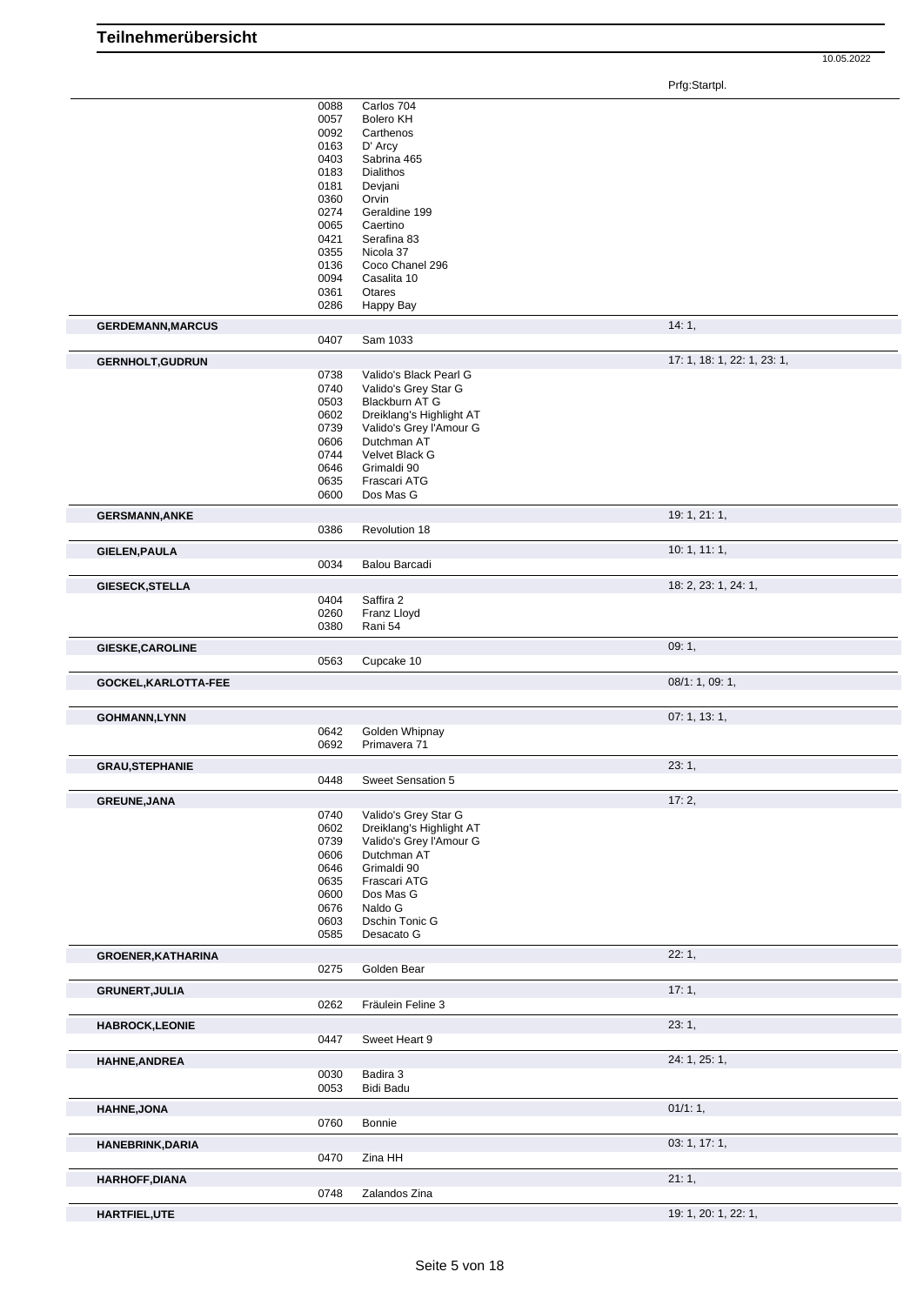# Teilnehmerübersicht

10.05.2022

| Name | Nr. | Pferd | Prfg:Startpl. |
|---|---|---|---|
| | 0088 | Carlos 704 | |
| | 0057 | Bolero KH | |
| | 0092 | Carthenos | |
| | 0163 | D' Arcy | |
| | 0403 | Sabrina 465 | |
| | 0183 | Dialithos | |
| | 0181 | Devjani | |
| | 0360 | Orvin | |
| | 0274 | Geraldine 199 | |
| | 0065 | Caertino | |
| | 0421 | Serafina 83 | |
| | 0355 | Nicola 37 | |
| | 0136 | Coco Chanel 296 | |
| | 0094 | Casalita 10 | |
| | 0361 | Otares | |
| | 0286 | Happy Bay | |
| **GERDEMANN,MARCUS** | | | 14: 1, |
| | 0407 | Sam 1033 | |
| **GERNHOLT,GUDRUN** | | | 17: 1, 18: 1, 22: 1, 23: 1, |
| | 0738 | Valido's Black Pearl G | |
| | 0740 | Valido's Grey Star G | |
| | 0503 | Blackburn AT G | |
| | 0602 | Dreiklang's Highlight AT | |
| | 0739 | Valido's Grey l'Amour G | |
| | 0606 | Dutchman AT | |
| | 0744 | Velvet Black G | |
| | 0646 | Grimaldi 90 | |
| | 0635 | Frascari ATG | |
| | 0600 | Dos Mas G | |
| **GERSMANN,ANKE** | | | 19: 1, 21: 1, |
| | 0386 | Revolution 18 | |
| **GIELEN,PAULA** | | | 10: 1, 11: 1, |
| | 0034 | Balou Barcadi | |
| **GIESECK,STELLA** | | | 18: 2, 23: 1, 24: 1, |
| | 0404 | Saffira 2 | |
| | 0260 | Franz Lloyd | |
| | 0380 | Rani 54 | |
| **GIESKE,CAROLINE** | | | 09: 1, |
| | 0563 | Cupcake 10 | |
| **GOCKEL,KARLOTTA-FEE** | | | 08/1: 1, 09: 1, |
| **GOHMANN,LYNN** | | | 07: 1, 13: 1, |
| | 0642 | Golden Whipnay | |
| | 0692 | Primavera 71 | |
| **GRAU,STEPHANIE** | | | 23: 1, |
| | 0448 | Sweet Sensation 5 | |
| **GREUNE,JANA** | | | 17: 2, |
| | 0740 | Valido's Grey Star G | |
| | 0602 | Dreiklang's Highlight AT | |
| | 0739 | Valido's Grey l'Amour G | |
| | 0606 | Dutchman AT | |
| | 0646 | Grimaldi 90 | |
| | 0635 | Frascari ATG | |
| | 0600 | Dos Mas G | |
| | 0676 | Naldo G | |
| | 0603 | Dschin Tonic G | |
| | 0585 | Desacato G | |
| **GROENER,KATHARINA** | | | 22: 1, |
| | 0275 | Golden Bear | |
| **GRUNERT,JULIA** | | | 17: 1, |
| | 0262 | Fräulein Feline 3 | |
| **HABROCK,LEONIE** | | | 23: 1, |
| | 0447 | Sweet Heart 9 | |
| **HAHNE,ANDREA** | | | 24: 1, 25: 1, |
| | 0030 | Badira 3 | |
| | 0053 | Bidi Badu | |
| **HAHNE,JONA** | | | 01/1: 1, |
| | 0760 | Bonnie | |
| **HANEBRINK,DARIA** | | | 03: 1, 17: 1, |
| | 0470 | Zina HH | |
| **HARHOFF,DIANA** | | | 21: 1, |
| | 0748 | Zalandos Zina | |
| **HARTFIEL,UTE** | | | 19: 1, 20: 1, 22: 1, |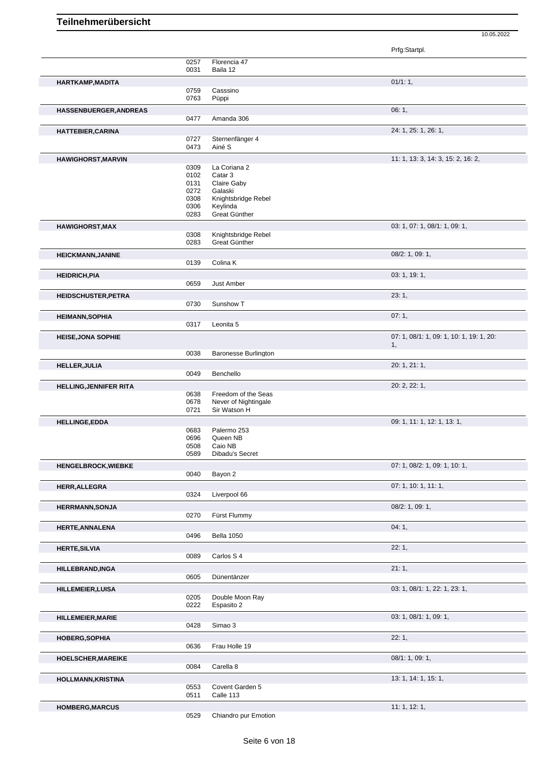# Teilnehmerübersicht

10.05.2022

| Name | Nr. | Pferd | Prfg:Startpl. |
|---|---|---|---|
| | 0257 | Florencia 47 | |
| | 0031 | Baila 12 | |
| HARTKAMP,MADITA | | | 01/1: 1, |
| | 0759 | Casssino | |
| | 0763 | Püppi | |
| HASSENBUERGER,ANDREAS | | | 06: 1, |
| | 0477 | Amanda 306 | |
| HATTEBIER,CARINA | | | 24: 1, 25: 1, 26: 1, |
| | 0727 | Sternenfänger 4 | |
| | 0473 | Ainé S | |
| HAWIGHORST,MARVIN | | | 11: 1, 13: 3, 14: 3, 15: 2, 16: 2, |
| | 0309 | La Coriana 2 | |
| | 0102 | Catar 3 | |
| | 0131 | Claire Gaby | |
| | 0272 | Galaski | |
| | 0308 | Knightsbridge Rebel | |
| | 0306 | Keylinda | |
| | 0283 | Great Günther | |
| HAWIGHORST,MAX | | | 03: 1, 07: 1, 08/1: 1, 09: 1, |
| | 0308 | Knightsbridge Rebel | |
| | 0283 | Great Günther | |
| HEICKMANN,JANINE | | | 08/2: 1, 09: 1, |
| | 0139 | Colina K | |
| HEIDRICH,PIA | | | 03: 1, 19: 1, |
| | 0659 | Just Amber | |
| HEIDSCHUSTER,PETRA | | | 23: 1, |
| | 0730 | Sunshow T | |
| HEIMANN,SOPHIA | | | 07: 1, |
| | 0317 | Leonita 5 | |
| HEISE,JONA SOPHIE | | | 07: 1, 08/1: 1, 09: 1, 10: 1, 19: 1, 20: 1, |
| | 0038 | Baronesse Burlington | |
| HELLER,JULIA | | | 20: 1, 21: 1, |
| | 0049 | Benchello | |
| HELLING,JENNIFER RITA | | | 20: 2, 22: 1, |
| | 0638 | Freedom of the Seas | |
| | 0678 | Never of Nightingale | |
| | 0721 | Sir Watson H | |
| HELLINGE,EDDA | | | 09: 1, 11: 1, 12: 1, 13: 1, |
| | 0683 | Palermo 253 | |
| | 0696 | Queen NB | |
| | 0508 | Caio NB | |
| | 0589 | Dibadu's Secret | |
| HENGELBROCK,WIEBKE | | | 07: 1, 08/2: 1, 09: 1, 10: 1, |
| | 0040 | Bayon 2 | |
| HERR,ALLEGRA | | | 07: 1, 10: 1, 11: 1, |
| | 0324 | Liverpool 66 | |
| HERRMANN,SONJA | | | 08/2: 1, 09: 1, |
| | 0270 | Fürst Flummy | |
| HERTE,ANNALENA | | | 04: 1, |
| | 0496 | Bella 1050 | |
| HERTE,SILVIA | | | 22: 1, |
| | 0089 | Carlos S 4 | |
| HILLEBRAND,INGA | | | 21: 1, |
| | 0605 | Dünentänzer | |
| HILLEMEIER,LUISA | | | 03: 1, 08/1: 1, 22: 1, 23: 1, |
| | 0205 | Double Moon Ray | |
| | 0222 | Espasito 2 | |
| HILLEMEIER,MARIE | | | 03: 1, 08/1: 1, 09: 1, |
| | 0428 | Simao 3 | |
| HOBERG,SOPHIA | | | 22: 1, |
| | 0636 | Frau Holle 19 | |
| HOELSCHER,MAREIKE | | | 08/1: 1, 09: 1, |
| | 0084 | Carella 8 | |
| HOLLMANN,KRISTINA | | | 13: 1, 14: 1, 15: 1, |
| | 0553 | Covent Garden 5 | |
| | 0511 | Calle 113 | |
| HOMBERG,MARCUS | | | 11: 1, 12: 1, |
| | 0529 | Chiandro pur Emotion | |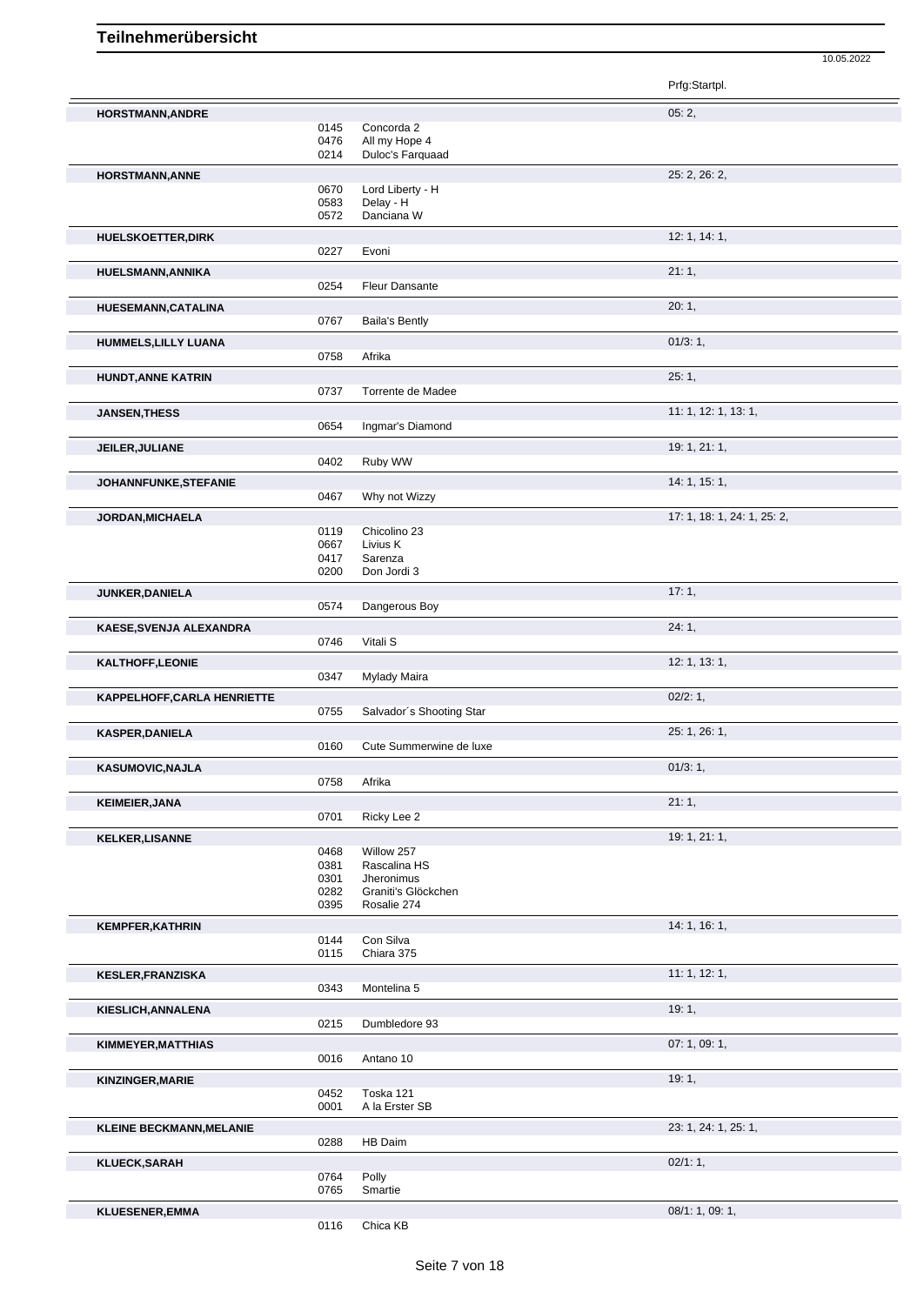# Teilnehmerübersicht

10.05.2022

| Name | Nr. | Pferd | Prfg:Startpl. |
|---|---|---|---|
| **HORSTMANN,ANDRE** | | | 05: 2, |
| | 0145 | Concorda 2 | |
| | 0476 | All my Hope 4 | |
| | 0214 | Duloc's Farquaad | |
| **HORSTMANN,ANNE** | | | 25: 2, 26: 2, |
| | 0670 | Lord Liberty - H | |
| | 0583 | Delay - H | |
| | 0572 | Danciana W | |
| **HUELSKOETTER,DIRK** | | | 12: 1, 14: 1, |
| | 0227 | Evoni | |
| **HUELSMANN,ANNIKA** | | | 21: 1, |
| | 0254 | Fleur Dansante | |
| **HUESEMANN,CATALINA** | | | 20: 1, |
| | 0767 | Baila's Bently | |
| **HUMMELS,LILLY LUANA** | | | 01/3: 1, |
| | 0758 | Afrika | |
| **HUNDT,ANNE KATRIN** | | | 25: 1, |
| | 0737 | Torrente de Madee | |
| **JANSEN,THESS** | | | 11: 1, 12: 1, 13: 1, |
| | 0654 | Ingmar's Diamond | |
| **JEILER,JULIANE** | | | 19: 1, 21: 1, |
| | 0402 | Ruby WW | |
| **JOHANNFUNKE,STEFANIE** | | | 14: 1, 15: 1, |
| | 0467 | Why not Wizzy | |
| **JORDAN,MICHAELA** | | | 17: 1, 18: 1, 24: 1, 25: 2, |
| | 0119 | Chicolino 23 | |
| | 0667 | Livius K | |
| | 0417 | Sarenza | |
| | 0200 | Don Jordi 3 | |
| **JUNKER,DANIELA** | | | 17: 1, |
| | 0574 | Dangerous Boy | |
| **KAESE,SVENJA ALEXANDRA** | | | 24: 1, |
| | 0746 | Vitali S | |
| **KALTHOFF,LEONIE** | | | 12: 1, 13: 1, |
| | 0347 | Mylady Maira | |
| **KAPPELHOFF,CARLA HENRIETTE** | | | 02/2: 1, |
| | 0755 | Salvador´s Shooting Star | |
| **KASPER,DANIELA** | | | 25: 1, 26: 1, |
| | 0160 | Cute Summerwine de luxe | |
| **KASUMOVIC,NAJLA** | | | 01/3: 1, |
| | 0758 | Afrika | |
| **KEIMEIER,JANA** | | | 21: 1, |
| | 0701 | Ricky Lee 2 | |
| **KELKER,LISANNE** | | | 19: 1, 21: 1, |
| | 0468 | Willow 257 | |
| | 0381 | Rascalina HS | |
| | 0301 | Jheronimus | |
| | 0282 | Graniti's Glöckchen | |
| | 0395 | Rosalie 274 | |
| **KEMPFER,KATHRIN** | | | 14: 1, 16: 1, |
| | 0144 | Con Silva | |
| | 0115 | Chiara 375 | |
| **KESLER,FRANZISKA** | | | 11: 1, 12: 1, |
| | 0343 | Montelina 5 | |
| **KIESLICH,ANNALENA** | | | 19: 1, |
| | 0215 | Dumbledore 93 | |
| **KIMMEYER,MATTHIAS** | | | 07: 1, 09: 1, |
| | 0016 | Antano 10 | |
| **KINZINGER,MARIE** | | | 19: 1, |
| | 0452 | Toska 121 | |
| | 0001 | A la Erster SB | |
| **KLEINE BECKMANN,MELANIE** | | | 23: 1, 24: 1, 25: 1, |
| | 0288 | HB Daim | |
| **KLUECK,SARAH** | | | 02/1: 1, |
| | 0764 | Polly | |
| | 0765 | Smartie | |
| **KLUESENER,EMMA** | | | 08/1: 1, 09: 1, |
| | 0116 | Chica KB | |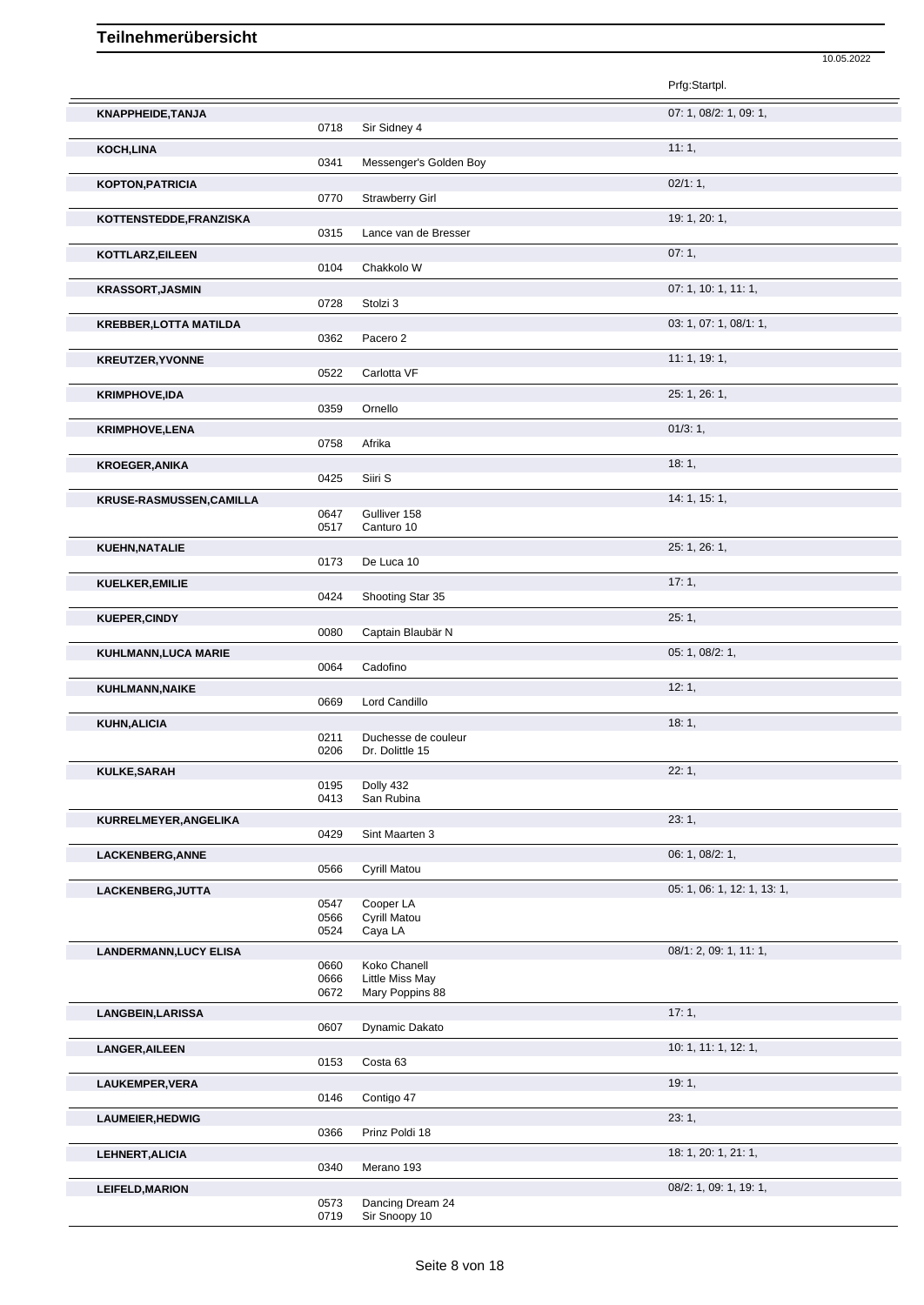# Teilnehmerübersicht

10.05.2022

| Name | Nr. | Pferd | Prfg:Startpl. |
|---|---|---|---|
| **KNAPPHEIDE,TANJA** | | | 07: 1, 08/2: 1, 09: 1, |
| | 0718 | Sir Sidney 4 | |
| **KOCH,LINA** | | | 11: 1, |
| | 0341 | Messenger's Golden Boy | |
| **KOPTON,PATRICIA** | | | 02/1: 1, |
| | 0770 | Strawberry Girl | |
| **KOTTENSTEDDE,FRANZISKA** | | | 19: 1, 20: 1, |
| | 0315 | Lance van de Bresser | |
| **KOTTLARZ,EILEEN** | | | 07: 1, |
| | 0104 | Chakkolo W | |
| **KRASSORT,JASMIN** | | | 07: 1, 10: 1, 11: 1, |
| | 0728 | Stolzi 3 | |
| **KREBBER,LOTTA MATILDA** | | | 03: 1, 07: 1, 08/1: 1, |
| | 0362 | Pacero 2 | |
| **KREUTZER,YVONNE** | | | 11: 1, 19: 1, |
| | 0522 | Carlotta VF | |
| **KRIMPHOVE,IDA** | | | 25: 1, 26: 1, |
| | 0359 | Ornello | |
| **KRIMPHOVE,LENA** | | | 01/3: 1, |
| | 0758 | Afrika | |
| **KROEGER,ANIKA** | | | 18: 1, |
| | 0425 | Siiri S | |
| **KRUSE-RASMUSSEN,CAMILLA** | | | 14: 1, 15: 1, |
| | 0647 | Gulliver 158 | |
| | 0517 | Canturo 10 | |
| **KUEHN,NATALIE** | | | 25: 1, 26: 1, |
| | 0173 | De Luca 10 | |
| **KUELKER,EMILIE** | | | 17: 1, |
| | 0424 | Shooting Star 35 | |
| **KUEPER,CINDY** | | | 25: 1, |
| | 0080 | Captain Blaubär N | |
| **KUHLMANN,LUCA MARIE** | | | 05: 1, 08/2: 1, |
| | 0064 | Cadofino | |
| **KUHLMANN,NAIKE** | | | 12: 1, |
| | 0669 | Lord Candillo | |
| **KUHN,ALICIA** | | | 18: 1, |
| | 0211 | Duchesse de couleur | |
| | 0206 | Dr. Dolittle 15 | |
| **KULKE,SARAH** | | | 22: 1, |
| | 0195 | Dolly 432 | |
| | 0413 | San Rubina | |
| **KURRELMEYER,ANGELIKA** | | | 23: 1, |
| | 0429 | Sint Maarten 3 | |
| **LACKENBERG,ANNE** | | | 06: 1, 08/2: 1, |
| | 0566 | Cyrill Matou | |
| **LACKENBERG,JUTTA** | | | 05: 1, 06: 1, 12: 1, 13: 1, |
| | 0547 | Cooper LA | |
| | 0566 | Cyrill Matou | |
| | 0524 | Caya LA | |
| **LANDERMANN,LUCY ELISA** | | | 08/1: 2, 09: 1, 11: 1, |
| | 0660 | Koko Chanell | |
| | 0666 | Little Miss May | |
| | 0672 | Mary Poppins 88 | |
| **LANGBEIN,LARISSA** | | | 17: 1, |
| | 0607 | Dynamic Dakato | |
| **LANGER,AILEEN** | | | 10: 1, 11: 1, 12: 1, |
| | 0153 | Costa 63 | |
| **LAUKEMPER,VERA** | | | 19: 1, |
| | 0146 | Contigo 47 | |
| **LAUMEIER,HEDWIG** | | | 23: 1, |
| | 0366 | Prinz Poldi 18 | |
| **LEHNERT,ALICIA** | | | 18: 1, 20: 1, 21: 1, |
| | 0340 | Merano 193 | |
| **LEIFELD,MARION** | | | 08/2: 1, 09: 1, 19: 1, |
| | 0573 | Dancing Dream 24 | |
| | 0719 | Sir Snoopy 10 | |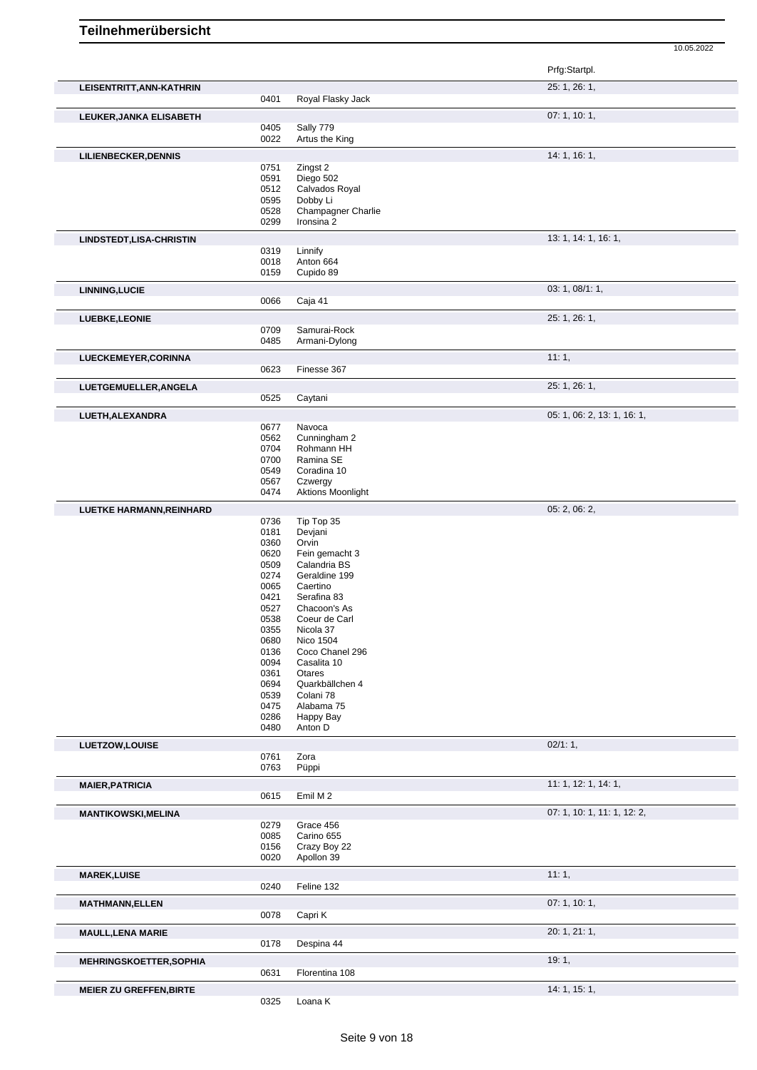# Teilnehmerübersicht

10.05.2022

| Name | Nr. | Pferd | Prfg:Startpl. |
|---|---|---|---|
| **LEISENTRITT,ANN-KATHRIN** | | | 25: 1, 26: 1, |
| | 0401 | Royal Flasky Jack | |
| **LEUKER,JANKA ELISABETH** | | | 07: 1, 10: 1, |
| | 0405 | Sally 779 | |
| | 0022 | Artus the King | |
| **LILIENBECKER,DENNIS** | | | 14: 1, 16: 1, |
| | 0751 | Zingst 2 | |
| | 0591 | Diego 502 | |
| | 0512 | Calvados Royal | |
| | 0595 | Dobby Li | |
| | 0528 | Champagner Charlie | |
| | 0299 | Ironsina 2 | |
| **LINDSTEDT,LISA-CHRISTIN** | | | 13: 1, 14: 1, 16: 1, |
| | 0319 | Linnify | |
| | 0018 | Anton 664 | |
| | 0159 | Cupido 89 | |
| **LINNING,LUCIE** | | | 03: 1, 08/1: 1, |
| | 0066 | Caja 41 | |
| **LUEBKE,LEONIE** | | | 25: 1, 26: 1, |
| | 0709 | Samurai-Rock | |
| | 0485 | Armani-Dylong | |
| **LUECKEMEYER,CORINNA** | | | 11: 1, |
| | 0623 | Finesse 367 | |
| **LUETGEMUELLER,ANGELA** | | | 25: 1, 26: 1, |
| | 0525 | Caytani | |
| **LUETH,ALEXANDRA** | | | 05: 1, 06: 2, 13: 1, 16: 1, |
| | 0677 | Navoca | |
| | 0562 | Cunningham 2 | |
| | 0704 | Rohmann HH | |
| | 0700 | Ramina SE | |
| | 0549 | Coradina 10 | |
| | 0567 | Czwergy | |
| | 0474 | Aktions Moonlight | |
| **LUETKE HARMANN,REINHARD** | | | 05: 2, 06: 2, |
| | 0736 | Tip Top 35 | |
| | 0181 | Devjani | |
| | 0360 | Orvin | |
| | 0620 | Fein gemacht 3 | |
| | 0509 | Calandria BS | |
| | 0274 | Geraldine 199 | |
| | 0065 | Caertino | |
| | 0421 | Serafina 83 | |
| | 0527 | Chacoon's As | |
| | 0538 | Coeur de Carl | |
| | 0355 | Nicola 37 | |
| | 0680 | Nico 1504 | |
| | 0136 | Coco Chanel 296 | |
| | 0094 | Casalita 10 | |
| | 0361 | Otares | |
| | 0694 | Quarkbällchen 4 | |
| | 0539 | Colani 78 | |
| | 0475 | Alabama 75 | |
| | 0286 | Happy Bay | |
| | 0480 | Anton D | |
| **LUETZOW,LOUISE** | | | 02/1: 1, |
| | 0761 | Zora | |
| | 0763 | Püppi | |
| **MAIER,PATRICIA** | | | 11: 1, 12: 1, 14: 1, |
| | 0615 | Emil M 2 | |
| **MANTIKOWSKI,MELINA** | | | 07: 1, 10: 1, 11: 1, 12: 2, |
| | 0279 | Grace 456 | |
| | 0085 | Carino 655 | |
| | 0156 | Crazy Boy 22 | |
| | 0020 | Apollon 39 | |
| **MAREK,LUISE** | | | 11: 1, |
| | 0240 | Feline 132 | |
| **MATHMANN,ELLEN** | | | 07: 1, 10: 1, |
| | 0078 | Capri K | |
| **MAULL,LENA MARIE** | | | 20: 1, 21: 1, |
| | 0178 | Despina 44 | |
| **MEHRINGSKOETTER,SOPHIA** | | | 19: 1, |
| | 0631 | Florentina 108 | |
| **MEIER ZU GREFFEN,BIRTE** | | | 14: 1, 15: 1, |
| | 0325 | Loana K | |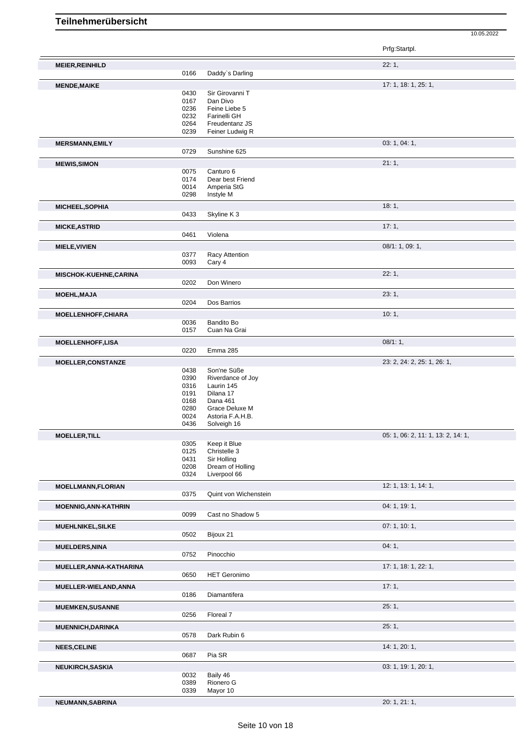# Teilnehmerübersicht

10.05.2022

| Teilnehmer | Nr. | Pferd | Prfg:Startpl. |
|---|---|---|---|
| **MEIER,REINHILD** | | | 22: 1, |
| | 0166 | Daddy`s Darling | |
| **MENDE,MAIKE** | | | 17: 1, 18: 1, 25: 1, |
| | 0430 | Sir Girovanni T | |
| | 0167 | Dan Divo | |
| | 0236 | Feine Liebe 5 | |
| | 0232 | Farinelli GH | |
| | 0264 | Freudentanz JS | |
| | 0239 | Feiner Ludwig R | |
| **MERSMANN,EMILY** | | | 03: 1, 04: 1, |
| | 0729 | Sunshine 625 | |
| **MEWIS,SIMON** | | | 21: 1, |
| | 0075 | Canturo 6 | |
| | 0174 | Dear best Friend | |
| | 0014 | Amperia StG | |
| | 0298 | Instyle M | |
| **MICHEEL,SOPHIA** | | | 18: 1, |
| | 0433 | Skyline K 3 | |
| **MICKE,ASTRID** | | | 17: 1, |
| | 0461 | Violena | |
| **MIELE,VIVIEN** | | | 08/1: 1, 09: 1, |
| | 0377 | Racy Attention | |
| | 0093 | Cary 4 | |
| **MISCHOK-KUEHNE,CARINA** | | | 22: 1, |
| | 0202 | Don Winero | |
| **MOEHL,MAJA** | | | 23: 1, |
| | 0204 | Dos Barrios | |
| **MOELLENHOFF,CHIARA** | | | 10: 1, |
| | 0036 | Bandito Bo | |
| | 0157 | Cuan Na Grai | |
| **MOELLENHOFF,LISA** | | | 08/1: 1, |
| | 0220 | Emma 285 | |
| **MOELLER,CONSTANZE** | | | 23: 2, 24: 2, 25: 1, 26: 1, |
| | 0438 | Son'ne Süße | |
| | 0390 | Riverdance of Joy | |
| | 0316 | Laurin 145 | |
| | 0191 | Dilana 17 | |
| | 0168 | Dana 461 | |
| | 0280 | Grace Deluxe M | |
| | 0024 | Astoria F.A.H.B. | |
| | 0436 | Solveigh 16 | |
| **MOELLER,TILL** | | | 05: 1, 06: 2, 11: 1, 13: 2, 14: 1, |
| | 0305 | Keep it Blue | |
| | 0125 | Christelle 3 | |
| | 0431 | Sir Holling | |
| | 0208 | Dream of Holling | |
| | 0324 | Liverpool 66 | |
| **MOELLMANN,FLORIAN** | | | 12: 1, 13: 1, 14: 1, |
| | 0375 | Quint von Wichenstein | |
| **MOENNIG,ANN-KATHRIN** | | | 04: 1, 19: 1, |
| | 0099 | Cast no Shadow 5 | |
| **MUEHLNIKEL,SILKE** | | | 07: 1, 10: 1, |
| | 0502 | Bijoux 21 | |
| **MUELDERS,NINA** | | | 04: 1, |
| | 0752 | Pinocchio | |
| **MUELLER,ANNA-KATHARINA** | | | 17: 1, 18: 1, 22: 1, |
| | 0650 | HET Geronimo | |
| **MUELLER-WIELAND,ANNA** | | | 17: 1, |
| | 0186 | Diamantifera | |
| **MUEMKEN,SUSANNE** | | | 25: 1, |
| | 0256 | Floreal 7 | |
| **MUENNICH,DARINKA** | | | 25: 1, |
| | 0578 | Dark Rubin 6 | |
| **NEES,CELINE** | | | 14: 1, 20: 1, |
| | 0687 | Pia SR | |
| **NEUKIRCH,SASKIA** | | | 03: 1, 19: 1, 20: 1, |
| | 0032 | Baily 46 | |
| | 0389 | Rionero G | |
| | 0339 | Mayor 10 | |
| **NEUMANN,SABRINA** | | | 20: 1, 21: 1, |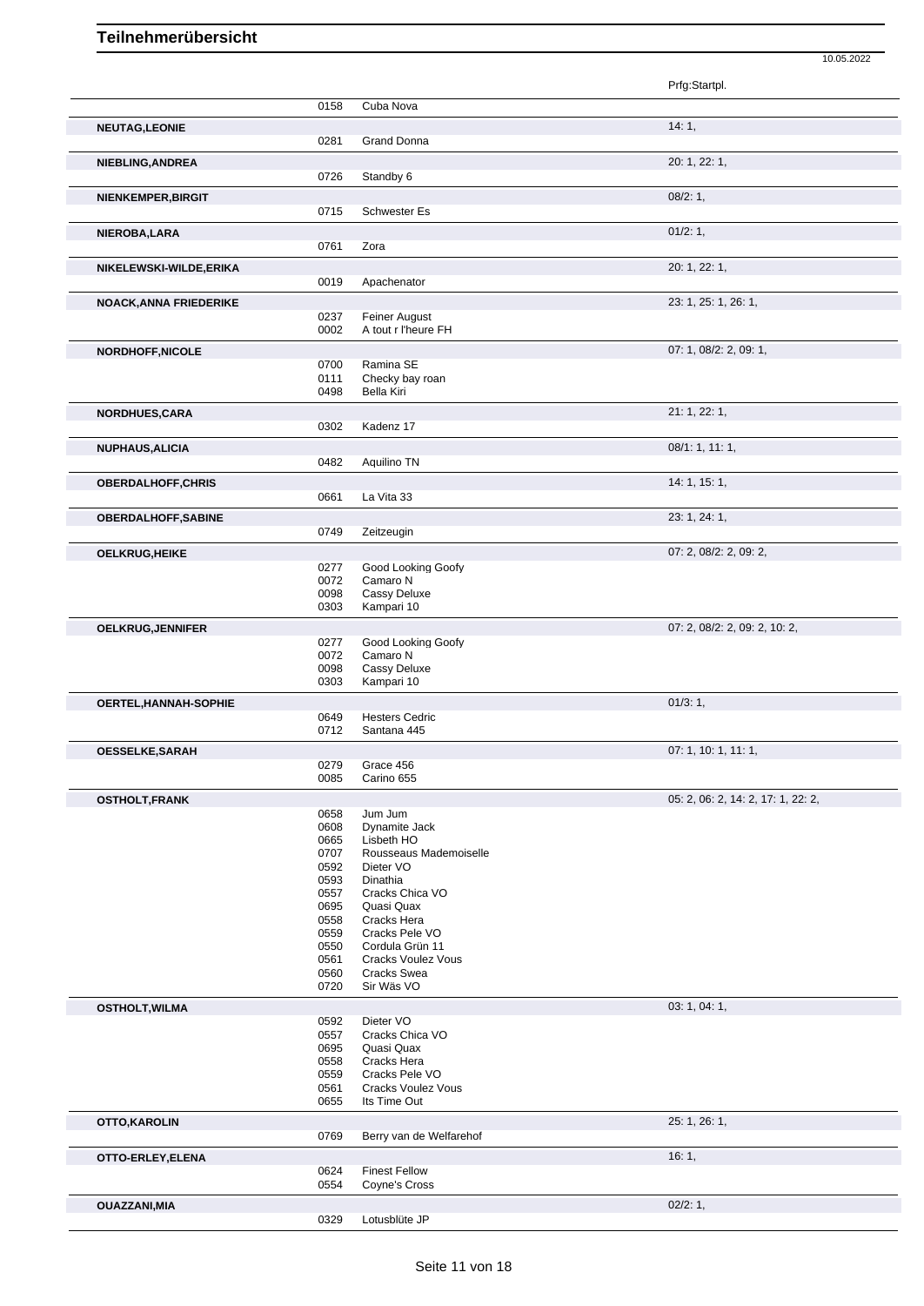# Teilnehmerübersicht

10.05.2022

| Name | Nr. | Pferd | Prfg:Startpl. |
|---|---|---|---|
| | 0158 | Cuba Nova | |
| **NEUTAG,LEONIE** | | | 14: 1, |
| | 0281 | Grand Donna | |
| **NIEBLING,ANDREA** | | | 20: 1, 22: 1, |
| | 0726 | Standby 6 | |
| **NIENKEMPER,BIRGIT** | | | 08/2: 1, |
| | 0715 | Schwester Es | |
| **NIEROBA,LARA** | | | 01/2: 1, |
| | 0761 | Zora | |
| **NIKELEWSKI-WILDE,ERIKA** | | | 20: 1, 22: 1, |
| | 0019 | Apachenator | |
| **NOACK,ANNA FRIEDERIKE** | | | 23: 1, 25: 1, 26: 1, |
| | 0237 | Feiner August | |
| | 0002 | A tout r l'heure FH | |
| **NORDHOFF,NICOLE** | | | 07: 1, 08/2: 2, 09: 1, |
| | 0700 | Ramina SE | |
| | 0111 | Checky bay roan | |
| | 0498 | Bella Kiri | |
| **NORDHUES,CARA** | | | 21: 1, 22: 1, |
| | 0302 | Kadenz 17 | |
| **NUPHAUS,ALICIA** | | | 08/1: 1, 11: 1, |
| | 0482 | Aquilino TN | |
| **OBERDALHOFF,CHRIS** | | | 14: 1, 15: 1, |
| | 0661 | La Vita 33 | |
| **OBERDALHOFF,SABINE** | | | 23: 1, 24: 1, |
| | 0749 | Zeitzeugin | |
| **OELKRUG,HEIKE** | | | 07: 2, 08/2: 2, 09: 2, |
| | 0277 | Good Looking Goofy | |
| | 0072 | Camaro N | |
| | 0098 | Cassy Deluxe | |
| | 0303 | Kampari 10 | |
| **OELKRUG,JENNIFER** | | | 07: 2, 08/2: 2, 09: 2, 10: 2, |
| | 0277 | Good Looking Goofy | |
| | 0072 | Camaro N | |
| | 0098 | Cassy Deluxe | |
| | 0303 | Kampari 10 | |
| **OERTEL,HANNAH-SOPHIE** | | | 01/3: 1, |
| | 0649 | Hesters Cedric | |
| | 0712 | Santana 445 | |
| **OESSELKE,SARAH** | | | 07: 1, 10: 1, 11: 1, |
| | 0279 | Grace 456 | |
| | 0085 | Carino 655 | |
| **OSTHOLT,FRANK** | | | 05: 2, 06: 2, 14: 2, 17: 1, 22: 2, |
| | 0658 | Jum Jum | |
| | 0608 | Dynamite Jack | |
| | 0665 | Lisbeth HO | |
| | 0707 | Rousseaus Mademoiselle | |
| | 0592 | Dieter VO | |
| | 0593 | Dinathia | |
| | 0557 | Cracks Chica VO | |
| | 0695 | Quasi Quax | |
| | 0558 | Cracks Hera | |
| | 0559 | Cracks Pele VO | |
| | 0550 | Cordula Grün 11 | |
| | 0561 | Cracks Voulez Vous | |
| | 0560 | Cracks Swea | |
| | 0720 | Sir Wäs VO | |
| **OSTHOLT,WILMA** | | | 03: 1, 04: 1, |
| | 0592 | Dieter VO | |
| | 0557 | Cracks Chica VO | |
| | 0695 | Quasi Quax | |
| | 0558 | Cracks Hera | |
| | 0559 | Cracks Pele VO | |
| | 0561 | Cracks Voulez Vous | |
| | 0655 | Its Time Out | |
| **OTTO,KAROLIN** | | | 25: 1, 26: 1, |
| | 0769 | Berry van de Welfarehof | |
| **OTTO-ERLEY,ELENA** | | | 16: 1, |
| | 0624 | Finest Fellow | |
| | 0554 | Coyne's Cross | |
| **OUAZZANI,MIA** | | | 02/2: 1, |
| | 0329 | Lotusblüte JP | |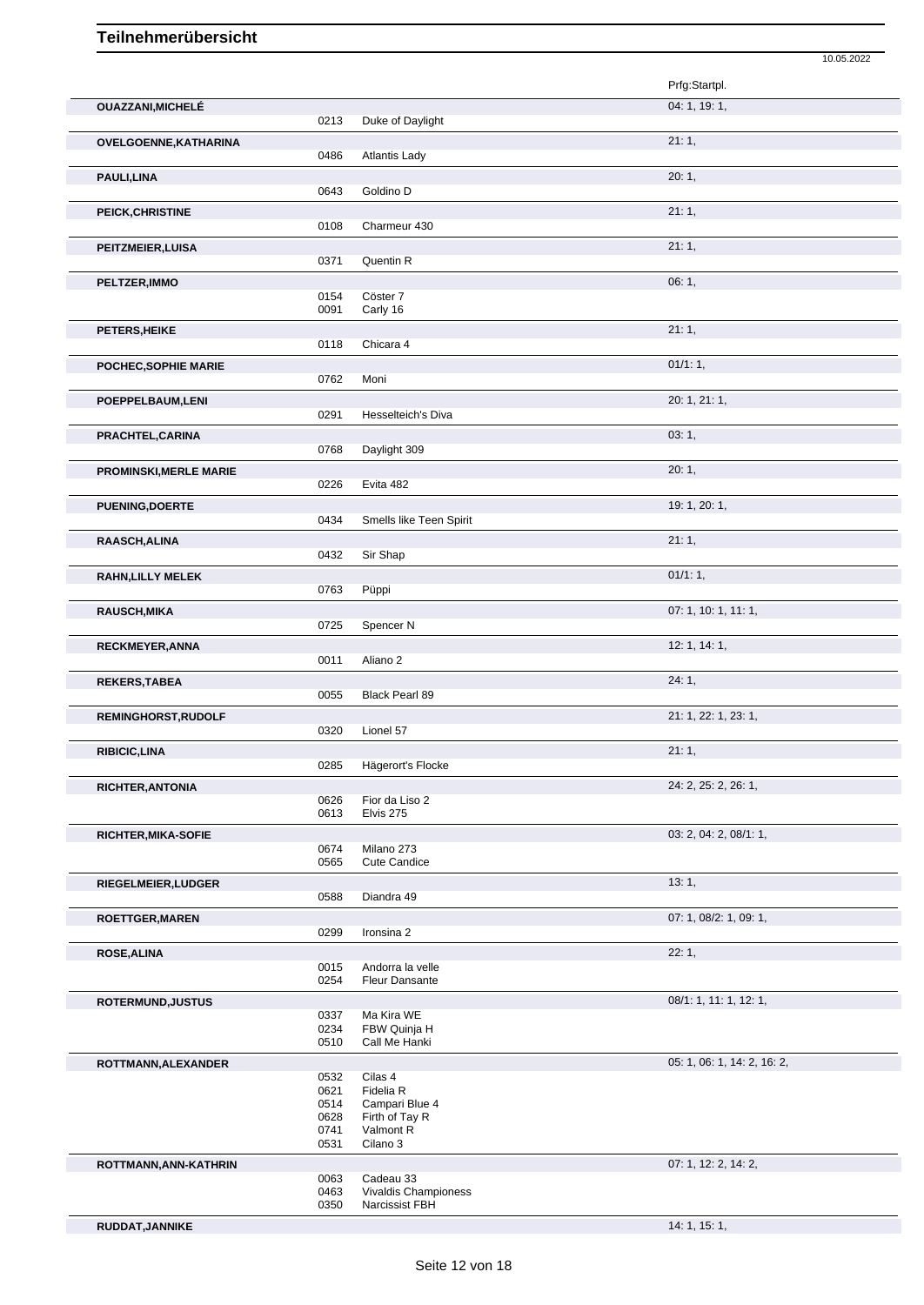# Teilnehmerübersicht

10.05.2022

| Name | Nr. | Pferd | Prfg:Startpl. |
|---|---|---|---|
| **OUAZZANI,MICHELÉ** | | | 04: 1, 19: 1, |
| | 0213 | Duke of Daylight | |
| **OVELGOENNE,KATHARINA** | | | 21: 1, |
| | 0486 | Atlantis Lady | |
| **PAULI,LINA** | | | 20: 1, |
| | 0643 | Goldino D | |
| **PEICK,CHRISTINE** | | | 21: 1, |
| | 0108 | Charmeur 430 | |
| **PEITZMEIER,LUISA** | | | 21: 1, |
| | 0371 | Quentin R | |
| **PELTZER,IMMO** | | | 06: 1, |
| | 0154 | Cöster 7 | |
| | 0091 | Carly 16 | |
| **PETERS,HEIKE** | | | 21: 1, |
| | 0118 | Chicara 4 | |
| **POCHEC,SOPHIE MARIE** | | | 01/1: 1, |
| | 0762 | Moni | |
| **POEPPELBAUM,LENI** | | | 20: 1, 21: 1, |
| | 0291 | Hesselteich's Diva | |
| **PRACHTEL,CARINA** | | | 03: 1, |
| | 0768 | Daylight 309 | |
| **PROMINSKI,MERLE MARIE** | | | 20: 1, |
| | 0226 | Evita 482 | |
| **PUENING,DOERTE** | | | 19: 1, 20: 1, |
| | 0434 | Smells like Teen Spirit | |
| **RAASCH,ALINA** | | | 21: 1, |
| | 0432 | Sir Shap | |
| **RAHN,LILLY MELEK** | | | 01/1: 1, |
| | 0763 | Püppi | |
| **RAUSCH,MIKA** | | | 07: 1, 10: 1, 11: 1, |
| | 0725 | Spencer N | |
| **RECKMEYER,ANNA** | | | 12: 1, 14: 1, |
| | 0011 | Aliano 2 | |
| **REKERS,TABEA** | | | 24: 1, |
| | 0055 | Black Pearl 89 | |
| **REMINGHORST,RUDOLF** | | | 21: 1, 22: 1, 23: 1, |
| | 0320 | Lionel 57 | |
| **RIBICIC,LINA** | | | 21: 1, |
| | 0285 | Hägerort's Flocke | |
| **RICHTER,ANTONIA** | | | 24: 2, 25: 2, 26: 1, |
| | 0626 | Fior da Liso 2 | |
| | 0613 | Elvis 275 | |
| **RICHTER,MIKA-SOFIE** | | | 03: 2, 04: 2, 08/1: 1, |
| | 0674 | Milano 273 | |
| | 0565 | Cute Candice | |
| **RIEGELMEIER,LUDGER** | | | 13: 1, |
| | 0588 | Diandra 49 | |
| **ROETTGER,MAREN** | | | 07: 1, 08/2: 1, 09: 1, |
| | 0299 | Ironsina 2 | |
| **ROSE,ALINA** | | | 22: 1, |
| | 0015 | Andorra la velle | |
| | 0254 | Fleur Dansante | |
| **ROTERMUND,JUSTUS** | | | 08/1: 1, 11: 1, 12: 1, |
| | 0337 | Ma Kira WE | |
| | 0234 | FBW Quinja H | |
| | 0510 | Call Me Hanki | |
| **ROTTMANN,ALEXANDER** | | | 05: 1, 06: 1, 14: 2, 16: 2, |
| | 0532 | Cilas 4 | |
| | 0621 | Fidelia R | |
| | 0514 | Campari Blue 4 | |
| | 0628 | Firth of Tay R | |
| | 0741 | Valmont R | |
| | 0531 | Cilano 3 | |
| **ROTTMANN,ANN-KATHRIN** | | | 07: 1, 12: 2, 14: 2, |
| | 0063 | Cadeau 33 | |
| | 0463 | Vivaldis Championess | |
| | 0350 | Narcissist FBH | |
| **RUDDAT,JANNIKE** | | | 14: 1, 15: 1, |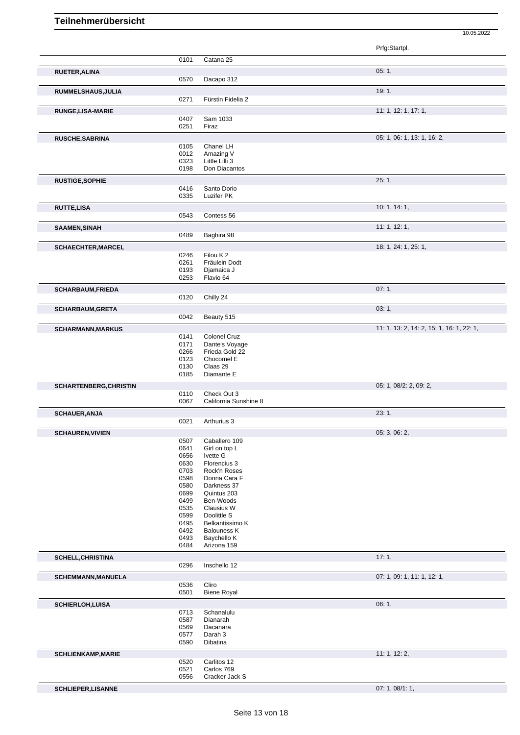# Teilnehmerübersicht

10.05.2022

| Name | Nr. | Pferd | Prfg:Startpl. |
|---|---|---|---|
| | 0101 | Catana 25 | |
| **RUETER,ALINA** | | | 05: 1, |
| | 0570 | Dacapo 312 | |
| **RUMMELSHAUS,JULIA** | | | 19: 1, |
| | 0271 | Fürstin Fidelia 2 | |
| **RUNGE,LISA-MARIE** | | | 11: 1, 12: 1, 17: 1, |
| | 0407 | Sam 1033 | |
| | 0251 | Firaz | |
| **RUSCHE,SABRINA** | | | 05: 1, 06: 1, 13: 1, 16: 2, |
| | 0105 | Chanel LH | |
| | 0012 | Amazing V | |
| | 0323 | Little Lilli 3 | |
| | 0198 | Don Diacantos | |
| **RUSTIGE,SOPHIE** | | | 25: 1, |
| | 0416 | Santo Dorio | |
| | 0335 | Luzifer PK | |
| **RUTTE,LISA** | | | 10: 1, 14: 1, |
| | 0543 | Contess 56 | |
| **SAAMEN,SINAH** | | | 11: 1, 12: 1, |
| | 0489 | Baghira 98 | |
| **SCHAECHTER,MARCEL** | | | 18: 1, 24: 1, 25: 1, |
| | 0246 | Filou K 2 | |
| | 0261 | Fräulein Dodt | |
| | 0193 | Djamaica J | |
| | 0253 | Flavio 64 | |
| **SCHARBAUM,FRIEDA** | | | 07: 1, |
| | 0120 | Chilly 24 | |
| **SCHARBAUM,GRETA** | | | 03: 1, |
| | 0042 | Beauty 515 | |
| **SCHARMANN,MARKUS** | | | 11: 1, 13: 2, 14: 2, 15: 1, 16: 1, 22: 1, |
| | 0141 | Colonel Cruz | |
| | 0171 | Dante's Voyage | |
| | 0266 | Frieda Gold 22 | |
| | 0123 | Chocomel E | |
| | 0130 | Claas 29 | |
| | 0185 | Diamante E | |
| **SCHARTENBERG,CHRISTIN** | | | 05: 1, 08/2: 2, 09: 2, |
| | 0110 | Check Out 3 | |
| | 0067 | California Sunshine 8 | |
| **SCHAUER,ANJA** | | | 23: 1, |
| | 0021 | Arthurius 3 | |
| **SCHAUREN,VIVIEN** | | | 05: 3, 06: 2, |
| | 0507 | Caballero 109 | |
| | 0641 | Girl on top L | |
| | 0656 | Ivette G | |
| | 0630 | Florencius 3 | |
| | 0703 | Rock'n Roses | |
| | 0598 | Donna Cara F | |
| | 0580 | Darkness 37 | |
| | 0699 | Quintus 203 | |
| | 0499 | Ben-Woods | |
| | 0535 | Clausius W | |
| | 0599 | Doolittle S | |
| | 0495 | Belkantissimo K | |
| | 0492 | Balouness K | |
| | 0493 | Baychello K | |
| | 0484 | Arizona 159 | |
| **SCHELL,CHRISTINA** | | | 17: 1, |
| | 0296 | Inschello 12 | |
| **SCHEMMANN,MANUELA** | | | 07: 1, 09: 1, 11: 1, 12: 1, |
| | 0536 | Cliro | |
| | 0501 | Biene Royal | |
| **SCHIERLOH,LUISA** | | | 06: 1, |
| | 0713 | Schanalulu | |
| | 0587 | Dianarah | |
| | 0569 | Dacanara | |
| | 0577 | Darah 3 | |
| | 0590 | Dibatina | |
| **SCHLIENKAMP,MARIE** | | | 11: 1, 12: 2, |
| | 0520 | Carlitos 12 | |
| | 0521 | Carlos 769 | |
| | 0556 | Cracker Jack S | |
| **SCHLIEPER,LISANNE** | | | 07: 1, 08/1: 1, |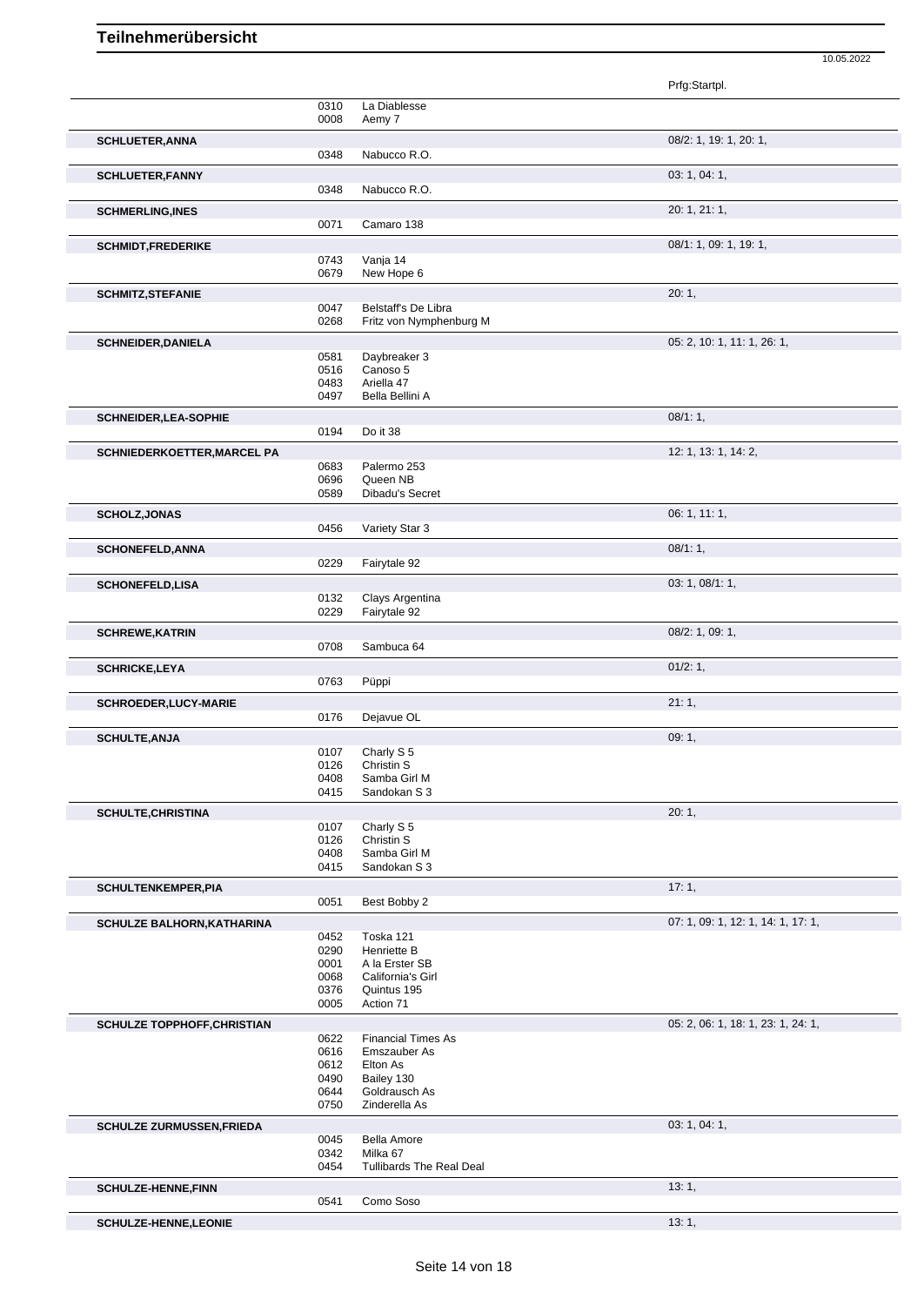## Teilnehmerübersicht

10.05.2022

| Teilnehmer | Nr. | Pferd | Prfg:Startpl. |
|---|---|---|---|
| | 0310 | La Diablesse | |
| | 0008 | Aemy 7 | |
| **SCHLUETER,ANNA** | | | 08/2: 1, 19: 1, 20: 1, |
| | 0348 | Nabucco R.O. | |
| **SCHLUETER,FANNY** | | | 03: 1, 04: 1, |
| | 0348 | Nabucco R.O. | |
| **SCHMERLING,INES** | | | 20: 1, 21: 1, |
| | 0071 | Camaro 138 | |
| **SCHMIDT,FREDERIKE** | | | 08/1: 1, 09: 1, 19: 1, |
| | 0743 | Vanja 14 | |
| | 0679 | New Hope 6 | |
| **SCHMITZ,STEFANIE** | | | 20: 1, |
| | 0047 | Belstaff's De Libra | |
| | 0268 | Fritz von Nymphenburg M | |
| **SCHNEIDER,DANIELA** | | | 05: 2, 10: 1, 11: 1, 26: 1, |
| | 0581 | Daybreaker 3 | |
| | 0516 | Canoso 5 | |
| | 0483 | Ariella 47 | |
| | 0497 | Bella Bellini A | |
| **SCHNEIDER,LEA-SOPHIE** | | | 08/1: 1, |
| | 0194 | Do it 38 | |
| **SCHNIEDERKOETTER,MARCEL PA** | | | 12: 1, 13: 1, 14: 2, |
| | 0683 | Palermo 253 | |
| | 0696 | Queen NB | |
| | 0589 | Dibadu's Secret | |
| **SCHOLZ,JONAS** | | | 06: 1, 11: 1, |
| | 0456 | Variety Star 3 | |
| **SCHONEFELD,ANNA** | | | 08/1: 1, |
| | 0229 | Fairytale 92 | |
| **SCHONEFELD,LISA** | | | 03: 1, 08/1: 1, |
| | 0132 | Clays Argentina | |
| | 0229 | Fairytale 92 | |
| **SCHREWE,KATRIN** | | | 08/2: 1, 09: 1, |
| | 0708 | Sambuca 64 | |
| **SCHRICKE,LEYA** | | | 01/2: 1, |
| | 0763 | Püppi | |
| **SCHROEDER,LUCY-MARIE** | | | 21: 1, |
| | 0176 | Dejavue OL | |
| **SCHULTE,ANJA** | | | 09: 1, |
| | 0107 | Charly S 5 | |
| | 0126 | Christin S | |
| | 0408 | Samba Girl M | |
| | 0415 | Sandokan S 3 | |
| **SCHULTE,CHRISTINA** | | | 20: 1, |
| | 0107 | Charly S 5 | |
| | 0126 | Christin S | |
| | 0408 | Samba Girl M | |
| | 0415 | Sandokan S 3 | |
| **SCHULTENKEMPER,PIA** | | | 17: 1, |
| | 0051 | Best Bobby 2 | |
| **SCHULZE BALHORN,KATHARINA** | | | 07: 1, 09: 1, 12: 1, 14: 1, 17: 1, |
| | 0452 | Toska 121 | |
| | 0290 | Henriette B | |
| | 0001 | A la Erster SB | |
| | 0068 | California's Girl | |
| | 0376 | Quintus 195 | |
| | 0005 | Action 71 | |
| **SCHULZE TOPPHOFF,CHRISTIAN** | | | 05: 2, 06: 1, 18: 1, 23: 1, 24: 1, |
| | 0622 | Financial Times As | |
| | 0616 | Emszauber As | |
| | 0612 | Elton As | |
| | 0490 | Bailey 130 | |
| | 0644 | Goldrausch As | |
| | 0750 | Zinderella As | |
| **SCHULZE ZURMUSSEN,FRIEDA** | | | 03: 1, 04: 1, |
| | 0045 | Bella Amore | |
| | 0342 | Milka 67 | |
| | 0454 | Tullibards The Real Deal | |
| **SCHULZE-HENNE,FINN** | | | 13: 1, |
| | 0541 | Como Soso | |
| **SCHULZE-HENNE,LEONIE** | | | 13: 1, |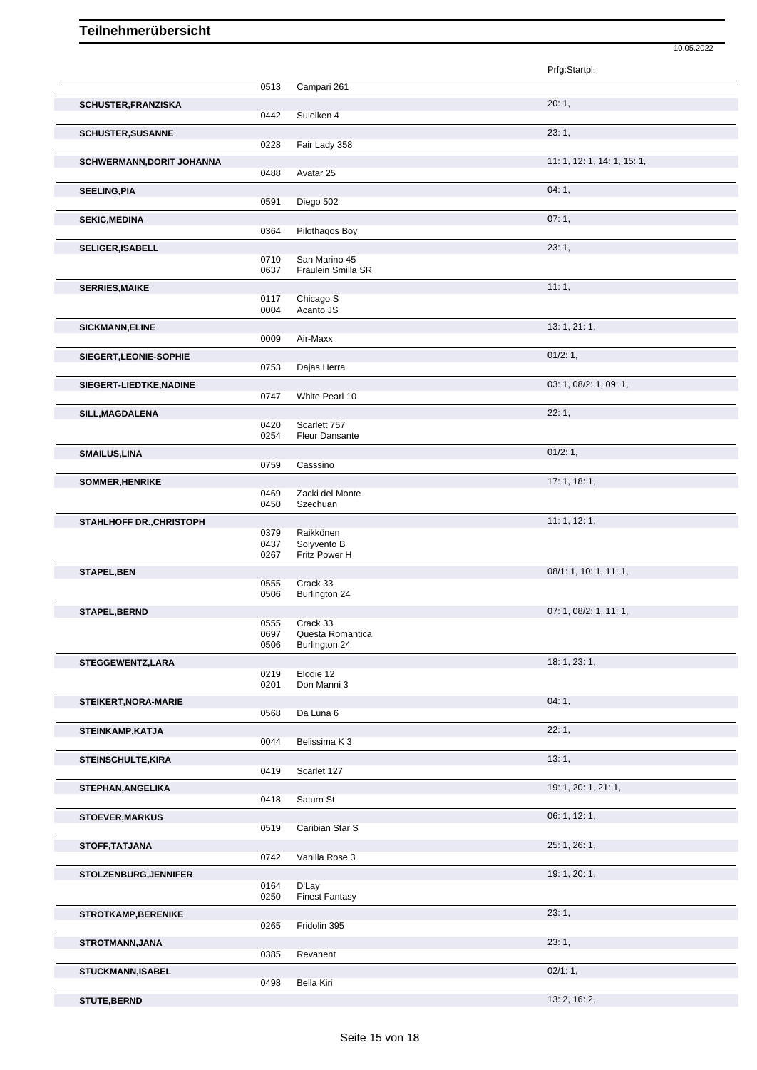# Teilnehmerübersicht

10.05.2022

| Name | Nr. | Pferd | Prfg:Startpl. |
|---|---|---|---|
| | 0513 | Campari 261 | |
| **SCHUSTER,FRANZISKA** | | | 20: 1, |
| | 0442 | Suleiken 4 | |
| **SCHUSTER,SUSANNE** | | | 23: 1, |
| | 0228 | Fair Lady 358 | |
| **SCHWERMANN,DORIT JOHANNA** | | | 11: 1, 12: 1, 14: 1, 15: 1, |
| | 0488 | Avatar 25 | |
| **SEELING,PIA** | | | 04: 1, |
| | 0591 | Diego 502 | |
| **SEKIC,MEDINA** | | | 07: 1, |
| | 0364 | Pilothagos Boy | |
| **SELIGER,ISABELL** | | | 23: 1, |
| | 0710 | San Marino 45 | |
| | 0637 | Fräulein Smilla SR | |
| **SERRIES,MAIKE** | | | 11: 1, |
| | 0117 | Chicago S | |
| | 0004 | Acanto JS | |
| **SICKMANN,ELINE** | | | 13: 1, 21: 1, |
| | 0009 | Air-Maxx | |
| **SIEGERT,LEONIE-SOPHIE** | | | 01/2: 1, |
| | 0753 | Dajas Herra | |
| **SIEGERT-LIEDTKE,NADINE** | | | 03: 1, 08/2: 1, 09: 1, |
| | 0747 | White Pearl 10 | |
| **SILL,MAGDALENA** | | | 22: 1, |
| | 0420 | Scarlett 757 | |
| | 0254 | Fleur Dansante | |
| **SMAILUS,LINA** | | | 01/2: 1, |
| | 0759 | Casssino | |
| **SOMMER,HENRIKE** | | | 17: 1, 18: 1, |
| | 0469 | Zacki del Monte | |
| | 0450 | Szechuan | |
| **STAHLHOFF DR.,CHRISTOPH** | | | 11: 1, 12: 1, |
| | 0379 | Raikkönen | |
| | 0437 | Solyvento B | |
| | 0267 | Fritz Power H | |
| **STAPEL,BEN** | | | 08/1: 1, 10: 1, 11: 1, |
| | 0555 | Crack 33 | |
| | 0506 | Burlington 24 | |
| **STAPEL,BERND** | | | 07: 1, 08/2: 1, 11: 1, |
| | 0555 | Crack 33 | |
| | 0697 | Questa Romantica | |
| | 0506 | Burlington 24 | |
| **STEGGEWENTZ,LARA** | | | 18: 1, 23: 1, |
| | 0219 | Elodie 12 | |
| | 0201 | Don Manni 3 | |
| **STEIKERT,NORA-MARIE** | | | 04: 1, |
| | 0568 | Da Luna 6 | |
| **STEINKAMP,KATJA** | | | 22: 1, |
| | 0044 | Belissima K 3 | |
| **STEINSCHULTE,KIRA** | | | 13: 1, |
| | 0419 | Scarlet 127 | |
| **STEPHAN,ANGELIKA** | | | 19: 1, 20: 1, 21: 1, |
| | 0418 | Saturn St | |
| **STOEVER,MARKUS** | | | 06: 1, 12: 1, |
| | 0519 | Caribian Star S | |
| **STOFF,TATJANA** | | | 25: 1, 26: 1, |
| | 0742 | Vanilla Rose 3 | |
| **STOLZENBURG,JENNIFER** | | | 19: 1, 20: 1, |
| | 0164 | D'Lay | |
| | 0250 | Finest Fantasy | |
| **STROTKAMP,BERENIKE** | | | 23: 1, |
| | 0265 | Fridolin 395 | |
| **STROTMANN,JANA** | | | 23: 1, |
| | 0385 | Revanent | |
| **STUCKMANN,ISABEL** | | | 02/1: 1, |
| | 0498 | Bella Kiri | |
| **STUTE,BERND** | | | 13: 2, 16: 2, |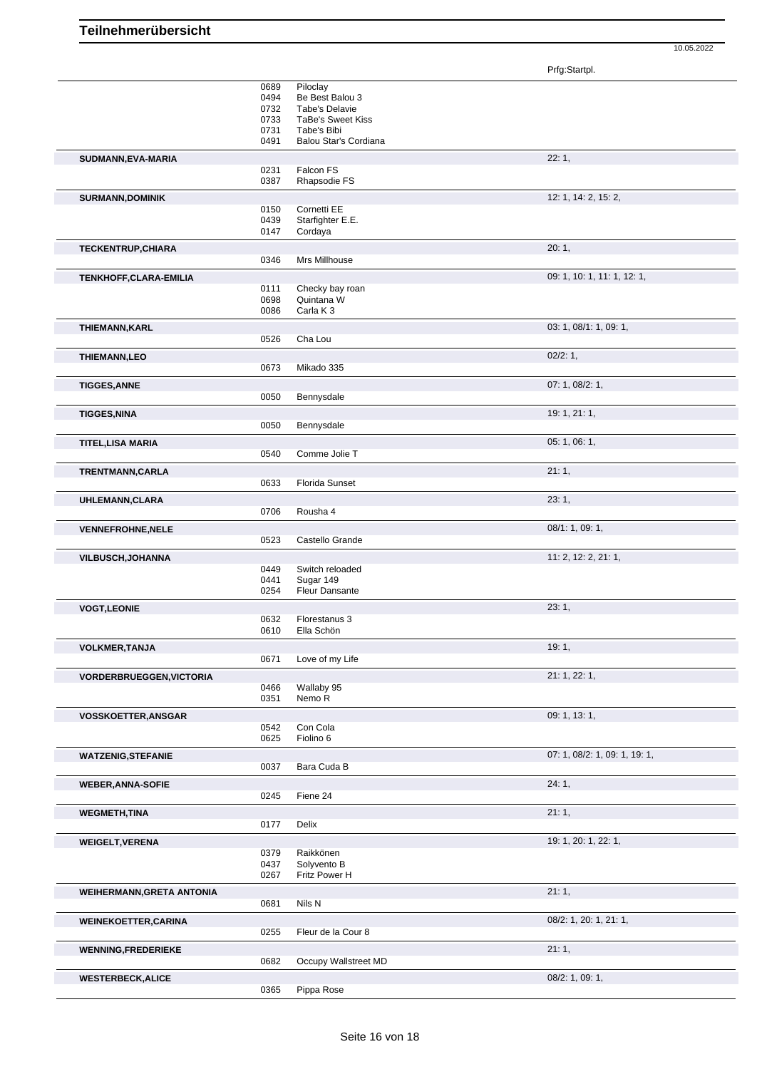# Teilnehmerübersicht

10.05.2022

| Name | Nr. | Pferd | Prfg:Startpl. |
|---|---|---|---|
| | 0689 | Piloclay | |
| | 0494 | Be Best Balou 3 | |
| | 0732 | Tabe's Delavie | |
| | 0733 | TaBe's Sweet Kiss | |
| | 0731 | Tabe's Bibi | |
| | 0491 | Balou Star's Cordiana | |
| **SUDMANN,EVA-MARIA** | | | 22: 1, |
| | 0231 | Falcon FS | |
| | 0387 | Rhapsodie FS | |
| **SURMANN,DOMINIK** | | | 12: 1, 14: 2, 15: 2, |
| | 0150 | Cornetti EE | |
| | 0439 | Starfighter E.E. | |
| | 0147 | Cordaya | |
| **TECKENTRUP,CHIARA** | | | 20: 1, |
| | 0346 | Mrs Millhouse | |
| **TENKHOFF,CLARA-EMILIA** | | | 09: 1, 10: 1, 11: 1, 12: 1, |
| | 0111 | Checky bay roan | |
| | 0698 | Quintana W | |
| | 0086 | Carla K 3 | |
| **THIEMANN,KARL** | | | 03: 1, 08/1: 1, 09: 1, |
| | 0526 | Cha Lou | |
| **THIEMANN,LEO** | | | 02/2: 1, |
| | 0673 | Mikado 335 | |
| **TIGGES,ANNE** | | | 07: 1, 08/2: 1, |
| | 0050 | Bennysdale | |
| **TIGGES,NINA** | | | 19: 1, 21: 1, |
| | 0050 | Bennysdale | |
| **TITEL,LISA MARIA** | | | 05: 1, 06: 1, |
| | 0540 | Comme Jolie T | |
| **TRENTMANN,CARLA** | | | 21: 1, |
| | 0633 | Florida Sunset | |
| **UHLEMANN,CLARA** | | | 23: 1, |
| | 0706 | Rousha 4 | |
| **VENNEFROHNE,NELE** | | | 08/1: 1, 09: 1, |
| | 0523 | Castello Grande | |
| **VILBUSCH,JOHANNA** | | | 11: 2, 12: 2, 21: 1, |
| | 0449 | Switch reloaded | |
| | 0441 | Sugar 149 | |
| | 0254 | Fleur Dansante | |
| **VOGT,LEONIE** | | | 23: 1, |
| | 0632 | Florestanus 3 | |
| | 0610 | Ella Schön | |
| **VOLKMER,TANJA** | | | 19: 1, |
| | 0671 | Love of my Life | |
| **VORDERBRUEGGEN,VICTORIA** | | | 21: 1, 22: 1, |
| | 0466 | Wallaby 95 | |
| | 0351 | Nemo R | |
| **VOSSKOETTER,ANSGAR** | | | 09: 1, 13: 1, |
| | 0542 | Con Cola | |
| | 0625 | Fiolino 6 | |
| **WATZENIG,STEFANIE** | | | 07: 1, 08/2: 1, 09: 1, 19: 1, |
| | 0037 | Bara Cuda B | |
| **WEBER,ANNA-SOFIE** | | | 24: 1, |
| | 0245 | Fiene 24 | |
| **WEGMETH,TINA** | | | 21: 1, |
| | 0177 | Delix | |
| **WEIGELT,VERENA** | | | 19: 1, 20: 1, 22: 1, |
| | 0379 | Raikkönen | |
| | 0437 | Solyvento B | |
| | 0267 | Fritz Power H | |
| **WEIHERMANN,GRETA ANTONIA** | | | 21: 1, |
| | 0681 | Nils N | |
| **WEINEKOETTER,CARINA** | | | 08/2: 1, 20: 1, 21: 1, |
| | 0255 | Fleur de la Cour 8 | |
| **WENNING,FREDERIEKE** | | | 21: 1, |
| | 0682 | Occupy Wallstreet MD | |
| **WESTERBECK,ALICE** | | | 08/2: 1, 09: 1, |
| | 0365 | Pippa Rose | |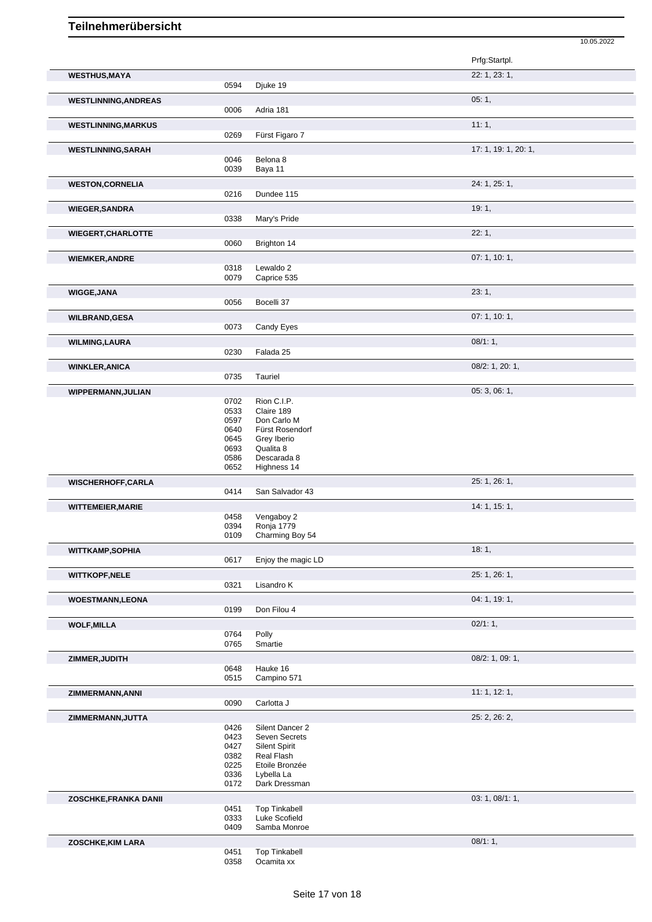# Teilnehmerübersicht

10.05.2022

| Name | Nr. | Pferd | Prfg:Startpl. |
|---|---|---|---|
| **WESTHUS,MAYA** | | | 22: 1, 23: 1, |
| | 0594 | Djuke 19 | |
| **WESTLINNING,ANDREAS** | | | 05: 1, |
| | 0006 | Adria 181 | |
| **WESTLINNING,MARKUS** | | | 11: 1, |
| | 0269 | Fürst Figaro 7 | |
| **WESTLINNING,SARAH** | | | 17: 1, 19: 1, 20: 1, |
| | 0046 | Belona 8 | |
| | 0039 | Baya 11 | |
| **WESTON,CORNELIA** | | | 24: 1, 25: 1, |
| | 0216 | Dundee 115 | |
| **WIEGER,SANDRA** | | | 19: 1, |
| | 0338 | Mary's Pride | |
| **WIEGERT,CHARLOTTE** | | | 22: 1, |
| | 0060 | Brighton 14 | |
| **WIEMKER,ANDRE** | | | 07: 1, 10: 1, |
| | 0318 | Lewaldo 2 | |
| | 0079 | Caprice 535 | |
| **WIGGE,JANA** | | | 23: 1, |
| | 0056 | Bocelli 37 | |
| **WILBRAND,GESA** | | | 07: 1, 10: 1, |
| | 0073 | Candy Eyes | |
| **WILMING,LAURA** | | | 08/1: 1, |
| | 0230 | Falada 25 | |
| **WINKLER,ANICA** | | | 08/2: 1, 20: 1, |
| | 0735 | Tauriel | |
| **WIPPERMANN,JULIAN** | | | 05: 3, 06: 1, |
| | 0702 | Rion C.I.P. | |
| | 0533 | Claire 189 | |
| | 0597 | Don Carlo M | |
| | 0640 | Fürst Rosendorf | |
| | 0645 | Grey Iberio | |
| | 0693 | Qualita 8 | |
| | 0586 | Descarada 8 | |
| | 0652 | Highness 14 | |
| **WISCHERHOFF,CARLA** | | | 25: 1, 26: 1, |
| | 0414 | San Salvador 43 | |
| **WITTEMEIER,MARIE** | | | 14: 1, 15: 1, |
| | 0458 | Vengaboy 2 | |
| | 0394 | Ronja 1779 | |
| | 0109 | Charming Boy 54 | |
| **WITTKAMP,SOPHIA** | | | 18: 1, |
| | 0617 | Enjoy the magic LD | |
| **WITTKOPF,NELE** | | | 25: 1, 26: 1, |
| | 0321 | Lisandro K | |
| **WOESTMANN,LEONA** | | | 04: 1, 19: 1, |
| | 0199 | Don Filou 4 | |
| **WOLF,MILLA** | | | 02/1: 1, |
| | 0764 | Polly | |
| | 0765 | Smartie | |
| **ZIMMER,JUDITH** | | | 08/2: 1, 09: 1, |
| | 0648 | Hauke 16 | |
| | 0515 | Campino 571 | |
| **ZIMMERMANN,ANNI** | | | 11: 1, 12: 1, |
| | 0090 | Carlotta J | |
| **ZIMMERMANN,JUTTA** | | | 25: 2, 26: 2, |
| | 0426 | Silent Dancer 2 | |
| | 0423 | Seven Secrets | |
| | 0427 | Silent Spirit | |
| | 0382 | Real Flash | |
| | 0225 | Etoile Bronzée | |
| | 0336 | Lybella La | |
| | 0172 | Dark Dressman | |
| **ZOSCHKE,FRANKA DANII** | | | 03: 1, 08/1: 1, |
| | 0451 | Top Tinkabell | |
| | 0333 | Luke Scofield | |
| | 0409 | Samba Monroe | |
| **ZOSCHKE,KIM LARA** | | | 08/1: 1, |
| | 0451 | Top Tinkabell | |
| | 0358 | Ocamita xx | |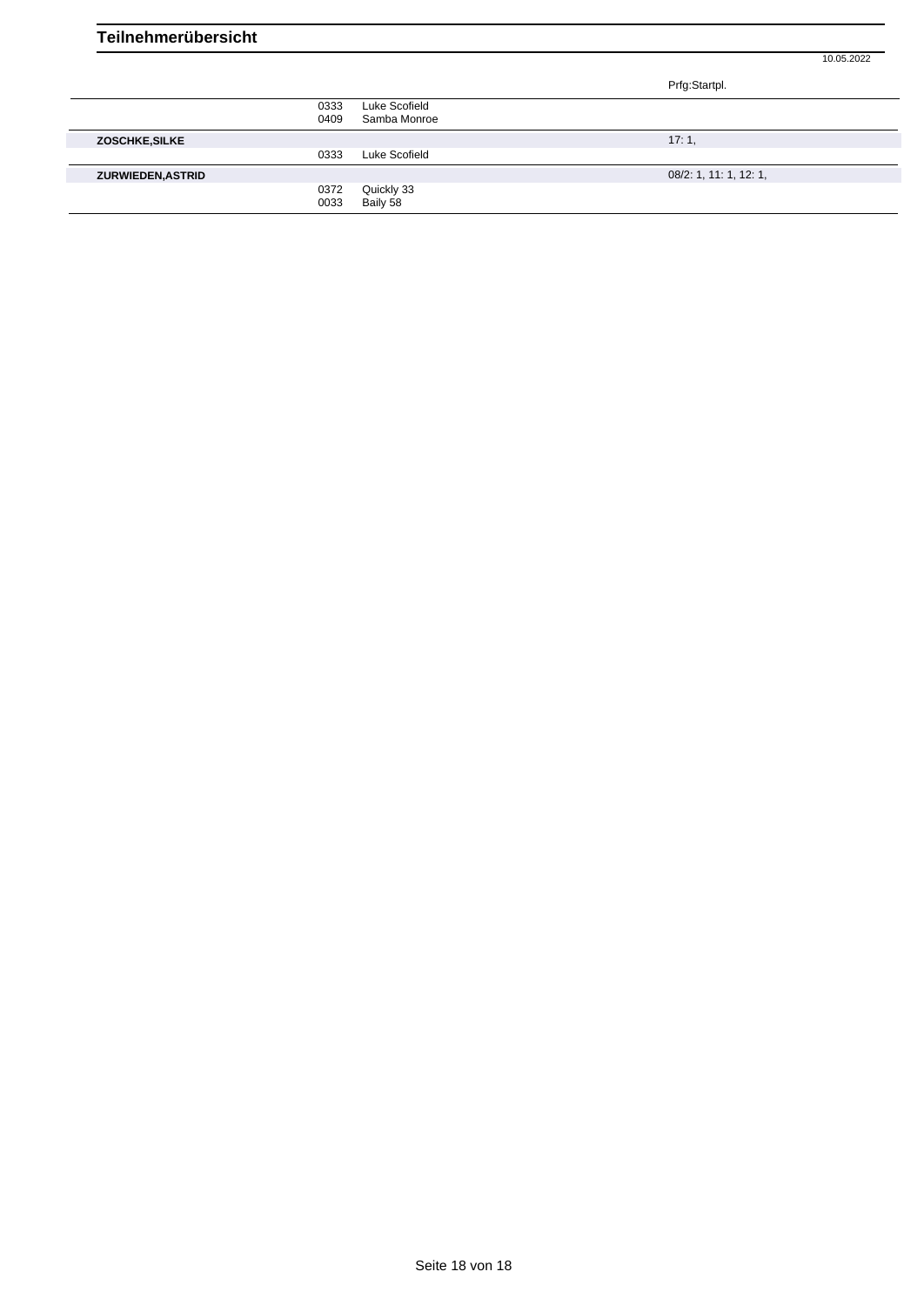## Teilnehmerübersicht

10.05.2022

| | | | Prfg:Startpl. |
|---|---|---|---|
| | 0333 | Luke Scofield | |
| | 0409 | Samba Monroe | |
| **ZOSCHKE,SILKE** | | | 17: 1, |
| | 0333 | Luke Scofield | |
| **ZURWIEDEN,ASTRID** | | | 08/2: 1, 11: 1, 12: 1, |
| | 0372 | Quickly 33 | |
| | 0033 | Baily 58 | |